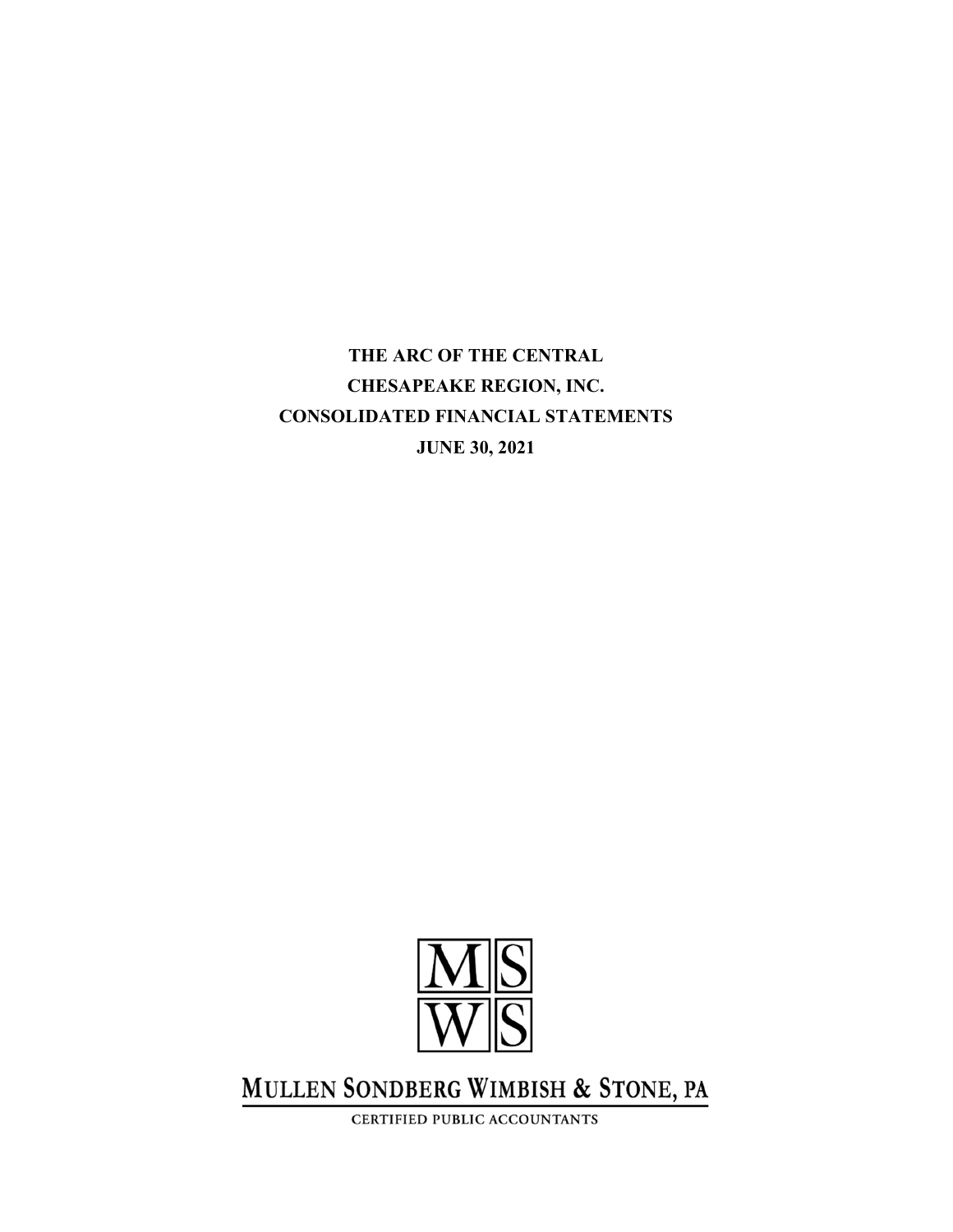# THE ARC OF THE CENTRAL CHESAPEAKE REGION, INC.

# CONSOLIDATED FINANCIAL STATEMENTS

# JUNE 30, 2021

MS
WS

MULLEN SONDBERG WIMBISH & STONE, PA

CERTIFIED PUBLIC ACCOUNTANTS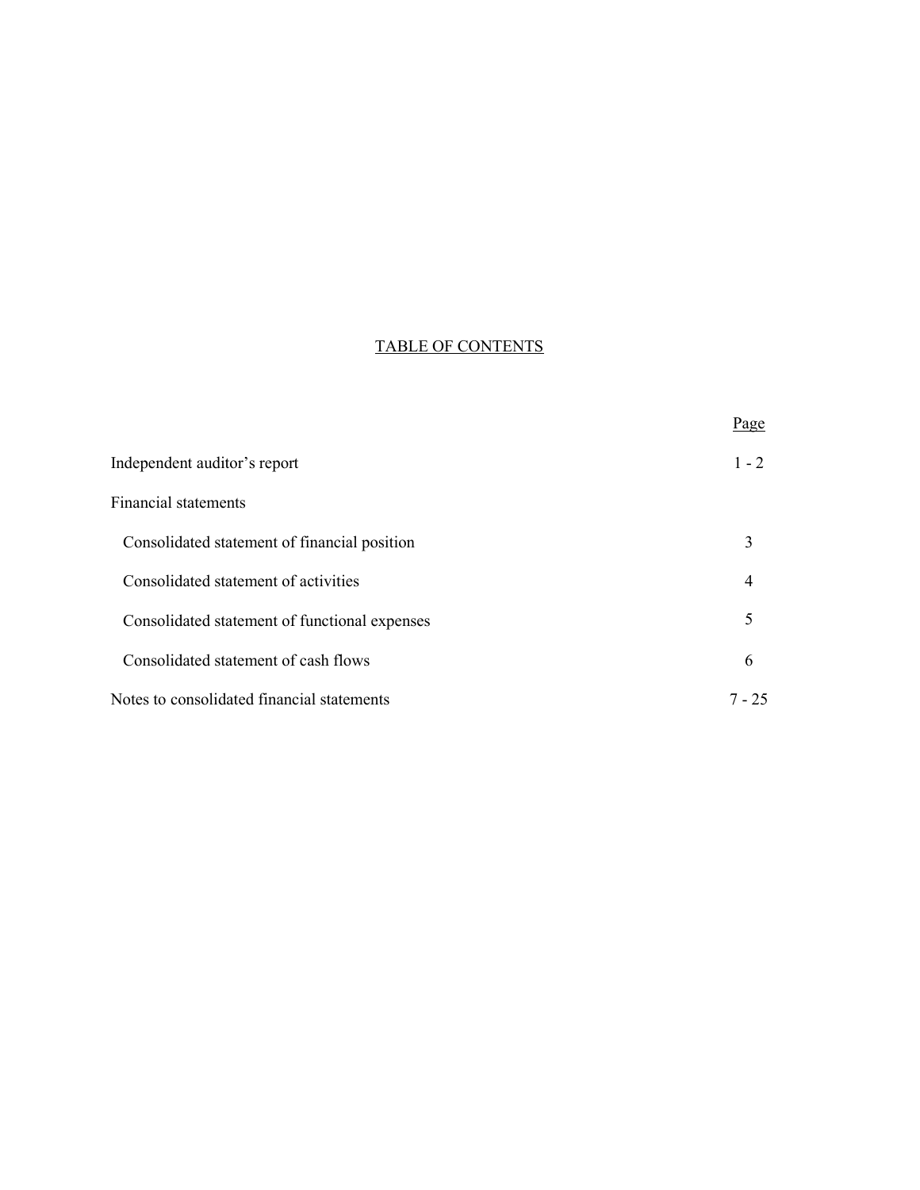# TABLE OF CONTENTS

| | Page |
|---|---|
| Independent auditor's report | 1 - 2 |
| Financial statements | |
| Consolidated statement of financial position | 3 |
| Consolidated statement of activities | 4 |
| Consolidated statement of functional expenses | 5 |
| Consolidated statement of cash flows | 6 |
| Notes to consolidated financial statements | 7 - 25 |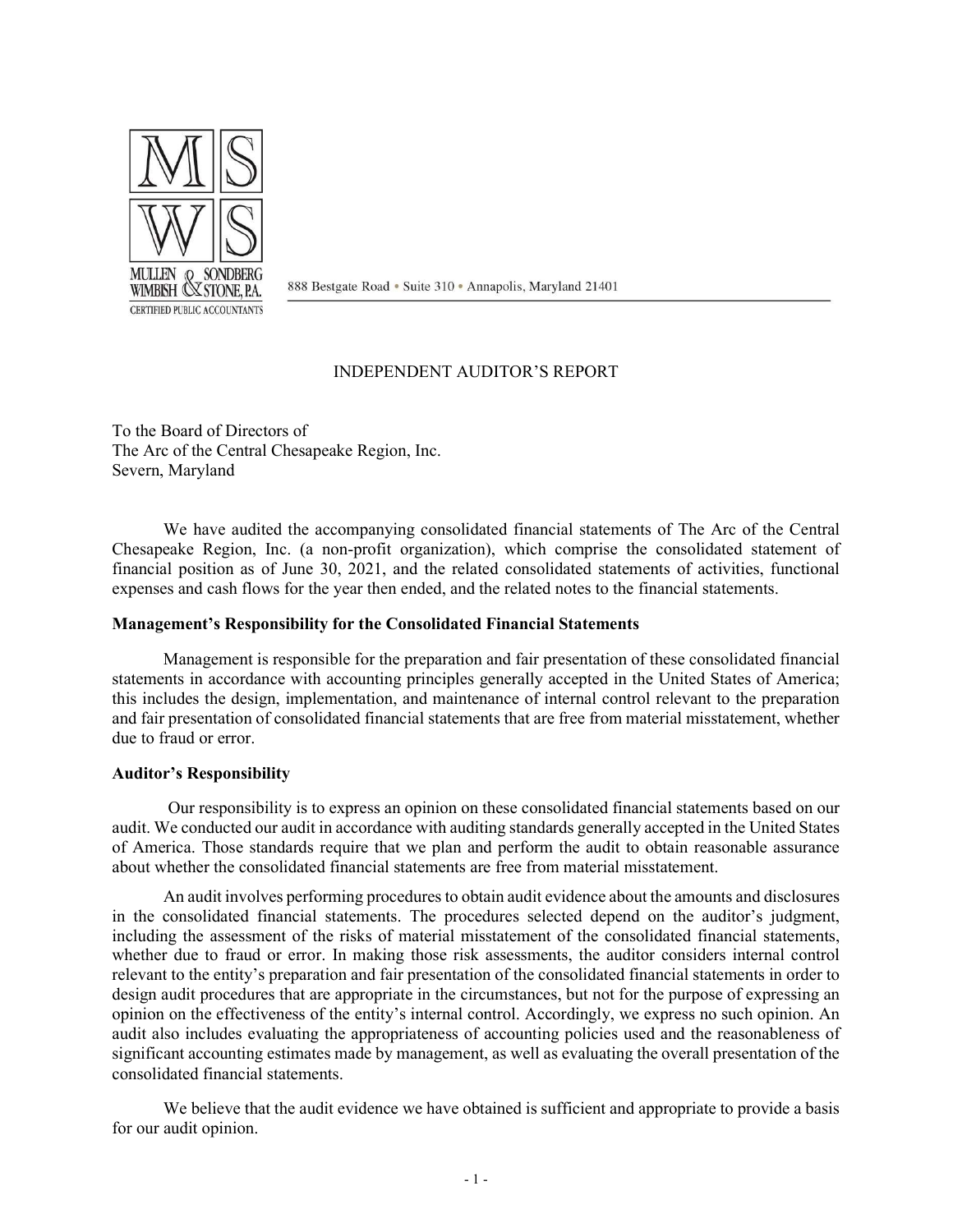MULLEN SONDBERG WIMBISH & STONE, P.A.
CERTIFIED PUBLIC ACCOUNTANTS

888 Bestgate Road • Suite 310 • Annapolis, Maryland 21401

# INDEPENDENT AUDITOR'S REPORT

To the Board of Directors of
The Arc of the Central Chesapeake Region, Inc.
Severn, Maryland

We have audited the accompanying consolidated financial statements of The Arc of the Central Chesapeake Region, Inc. (a non-profit organization), which comprise the consolidated statement of financial position as of June 30, 2021, and the related consolidated statements of activities, functional expenses and cash flows for the year then ended, and the related notes to the financial statements.

**Management's Responsibility for the Consolidated Financial Statements**

Management is responsible for the preparation and fair presentation of these consolidated financial statements in accordance with accounting principles generally accepted in the United States of America; this includes the design, implementation, and maintenance of internal control relevant to the preparation and fair presentation of consolidated financial statements that are free from material misstatement, whether due to fraud or error.

**Auditor's Responsibility**

Our responsibility is to express an opinion on these consolidated financial statements based on our audit. We conducted our audit in accordance with auditing standards generally accepted in the United States of America. Those standards require that we plan and perform the audit to obtain reasonable assurance about whether the consolidated financial statements are free from material misstatement.

An audit involves performing procedures to obtain audit evidence about the amounts and disclosures in the consolidated financial statements. The procedures selected depend on the auditor's judgment, including the assessment of the risks of material misstatement of the consolidated financial statements, whether due to fraud or error. In making those risk assessments, the auditor considers internal control relevant to the entity's preparation and fair presentation of the consolidated financial statements in order to design audit procedures that are appropriate in the circumstances, but not for the purpose of expressing an opinion on the effectiveness of the entity's internal control. Accordingly, we express no such opinion. An audit also includes evaluating the appropriateness of accounting policies used and the reasonableness of significant accounting estimates made by management, as well as evaluating the overall presentation of the consolidated financial statements.

We believe that the audit evidence we have obtained is sufficient and appropriate to provide a basis for our audit opinion.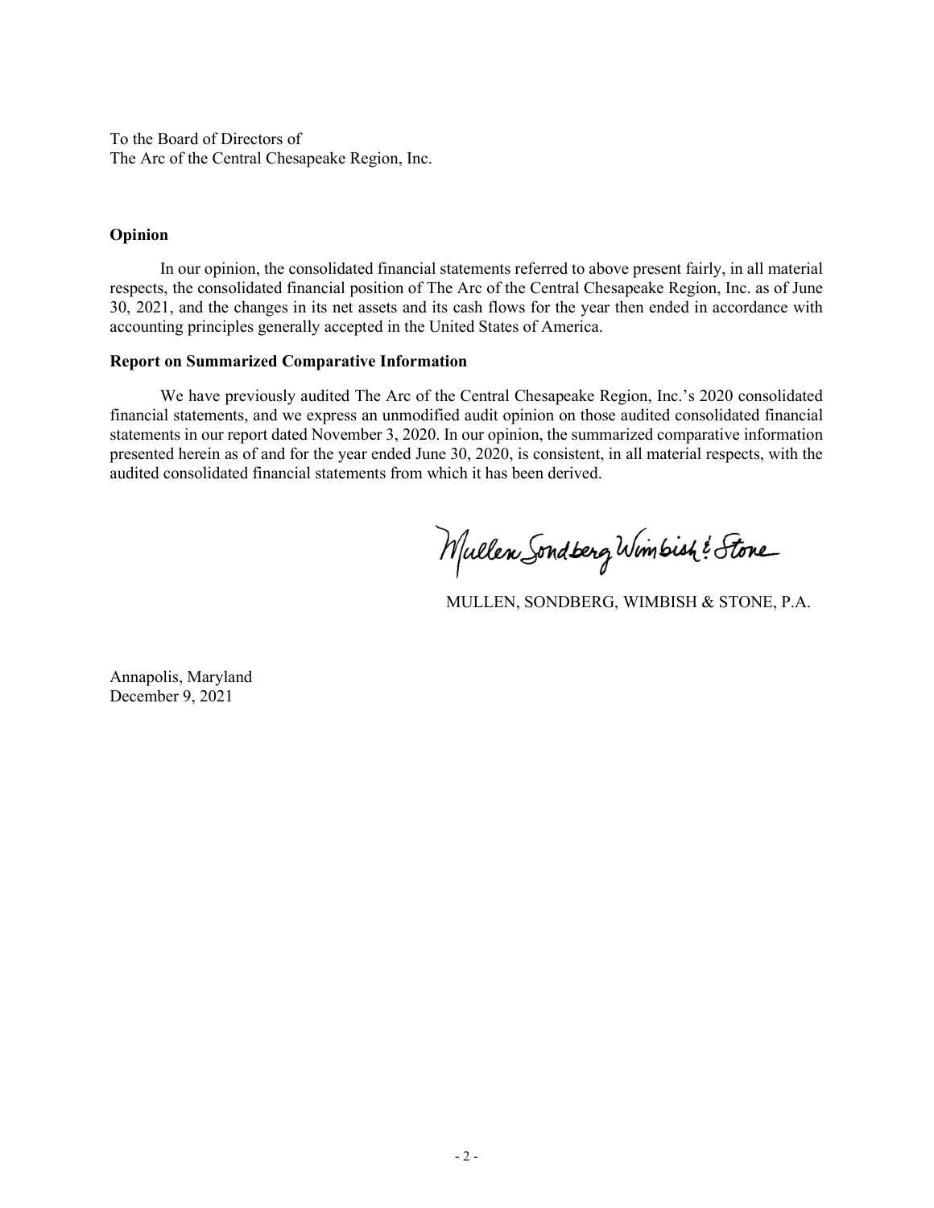To the Board of Directors of
The Arc of the Central Chesapeake Region, Inc.

**Opinion**

In our opinion, the consolidated financial statements referred to above present fairly, in all material respects, the consolidated financial position of The Arc of the Central Chesapeake Region, Inc. as of June 30, 2021, and the changes in its net assets and its cash flows for the year then ended in accordance with accounting principles generally accepted in the United States of America.

**Report on Summarized Comparative Information**

We have previously audited The Arc of the Central Chesapeake Region, Inc.'s 2020 consolidated financial statements, and we express an unmodified audit opinion on those audited consolidated financial statements in our report dated November 3, 2020. In our opinion, the summarized comparative information presented herein as of and for the year ended June 30, 2020, is consistent, in all material respects, with the audited consolidated financial statements from which it has been derived.

Mullen Sondberg Wimbish & Stone

MULLEN, SONDBERG, WIMBISH & STONE, P.A.

Annapolis, Maryland
December 9, 2021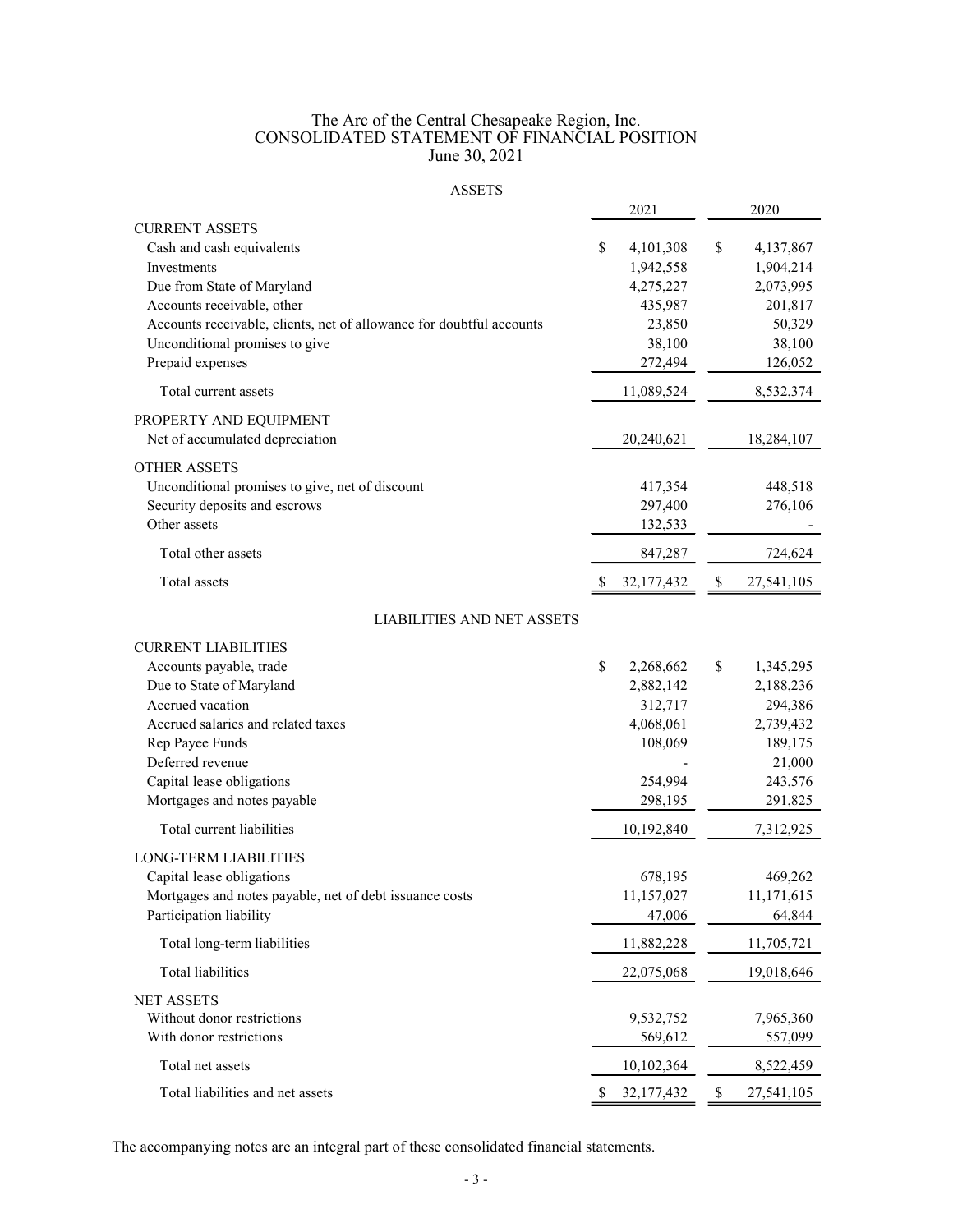# The Arc of the Central Chesapeake Region, Inc.
## CONSOLIDATED STATEMENT OF FINANCIAL POSITION
### June 30, 2021

#### ASSETS

| | 2021 | 2020 |
|---|---|---|
| **CURRENT ASSETS** | | |
| Cash and cash equivalents | $ 4,101,308 | $ 4,137,867 |
| Investments | 1,942,558 | 1,904,214 |
| Due from State of Maryland | 4,275,227 | 2,073,995 |
| Accounts receivable, other | 435,987 | 201,817 |
| Accounts receivable, clients, net of allowance for doubtful accounts | 23,850 | 50,329 |
| Unconditional promises to give | 38,100 | 38,100 |
| Prepaid expenses | 272,494 | 126,052 |
| Total current assets | 11,089,524 | 8,532,374 |
| **PROPERTY AND EQUIPMENT** | | |
| Net of accumulated depreciation | 20,240,621 | 18,284,107 |
| **OTHER ASSETS** | | |
| Unconditional promises to give, net of discount | 417,354 | 448,518 |
| Security deposits and escrows | 297,400 | 276,106 |
| Other assets | 132,533 | - |
| Total other assets | 847,287 | 724,624 |
| Total assets | $ 32,177,432 | $ 27,541,105 |

#### LIABILITIES AND NET ASSETS

| | 2021 | 2020 |
|---|---|---|
| **CURRENT LIABILITIES** | | |
| Accounts payable, trade | $ 2,268,662 | $ 1,345,295 |
| Due to State of Maryland | 2,882,142 | 2,188,236 |
| Accrued vacation | 312,717 | 294,386 |
| Accrued salaries and related taxes | 4,068,061 | 2,739,432 |
| Rep Payee Funds | 108,069 | 189,175 |
| Deferred revenue | - | 21,000 |
| Capital lease obligations | 254,994 | 243,576 |
| Mortgages and notes payable | 298,195 | 291,825 |
| Total current liabilities | 10,192,840 | 7,312,925 |
| **LONG-TERM LIABILITIES** | | |
| Capital lease obligations | 678,195 | 469,262 |
| Mortgages and notes payable, net of debt issuance costs | 11,157,027 | 11,171,615 |
| Participation liability | 47,006 | 64,844 |
| Total long-term liabilities | 11,882,228 | 11,705,721 |
| Total liabilities | 22,075,068 | 19,018,646 |
| **NET ASSETS** | | |
| Without donor restrictions | 9,532,752 | 7,965,360 |
| With donor restrictions | 569,612 | 557,099 |
| Total net assets | 10,102,364 | 8,522,459 |
| Total liabilities and net assets | $ 32,177,432 | $ 27,541,105 |

The accompanying notes are an integral part of these consolidated financial statements.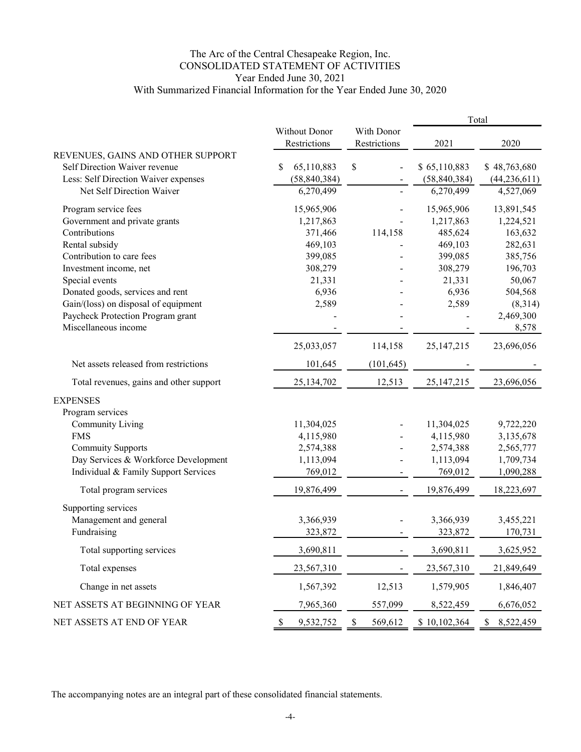# The Arc of the Central Chesapeake Region, Inc.
## CONSOLIDATED STATEMENT OF ACTIVITIES
### Year Ended June 30, 2021
### With Summarized Financial Information for the Year Ended June 30, 2020

| | Without Donor Restrictions | With Donor Restrictions | Total 2021 | Total 2020 |
|---|---|---|---|---|
| **REVENUES, GAINS AND OTHER SUPPORT** | | | | |
| Self Direction Waiver revenue | $ 65,110,883 | $ - | $ 65,110,883 | $ 48,763,680 |
| Less: Self Direction Waiver expenses | (58,840,384) | - | (58,840,384) | (44,236,611) |
| Net Self Direction Waiver | 6,270,499 | - | 6,270,499 | 4,527,069 |
| Program service fees | 15,965,906 | - | 15,965,906 | 13,891,545 |
| Government and private grants | 1,217,863 | - | 1,217,863 | 1,224,521 |
| Contributions | 371,466 | 114,158 | 485,624 | 163,632 |
| Rental subsidy | 469,103 | - | 469,103 | 282,631 |
| Contribution to care fees | 399,085 | - | 399,085 | 385,756 |
| Investment income, net | 308,279 | - | 308,279 | 196,703 |
| Special events | 21,331 | - | 21,331 | 50,067 |
| Donated goods, services and rent | 6,936 | - | 6,936 | 504,568 |
| Gain/(loss) on disposal of equipment | 2,589 | - | 2,589 | (8,314) |
| Paycheck Protection Program grant | - | - | - | 2,469,300 |
| Miscellaneous income | - | - | - | 8,578 |
| | 25,033,057 | 114,158 | 25,147,215 | 23,696,056 |
| Net assets released from restrictions | 101,645 | (101,645) | - | - |
| Total revenues, gains and other support | 25,134,702 | 12,513 | 25,147,215 | 23,696,056 |
| **EXPENSES** | | | | |
| Program services | | | | |
| Community Living | 11,304,025 | - | 11,304,025 | 9,722,220 |
| FMS | 4,115,980 | - | 4,115,980 | 3,135,678 |
| Commuity Supports | 2,574,388 | - | 2,574,388 | 2,565,777 |
| Day Services & Workforce Development | 1,113,094 | - | 1,113,094 | 1,709,734 |
| Individual & Family Support Services | 769,012 | - | 769,012 | 1,090,288 |
| Total program services | 19,876,499 | - | 19,876,499 | 18,223,697 |
| Supporting services | | | | |
| Management and general | 3,366,939 | - | 3,366,939 | 3,455,221 |
| Fundraising | 323,872 | - | 323,872 | 170,731 |
| Total supporting services | 3,690,811 | - | 3,690,811 | 3,625,952 |
| Total expenses | 23,567,310 | - | 23,567,310 | 21,849,649 |
| Change in net assets | 1,567,392 | 12,513 | 1,579,905 | 1,846,407 |
| NET ASSETS AT BEGINNING OF YEAR | 7,965,360 | 557,099 | 8,522,459 | 6,676,052 |
| NET ASSETS AT END OF YEAR | $ 9,532,752 | $ 569,612 | $ 10,102,364 | $ 8,522,459 |

The accompanying notes are an integral part of these consolidated financial statements.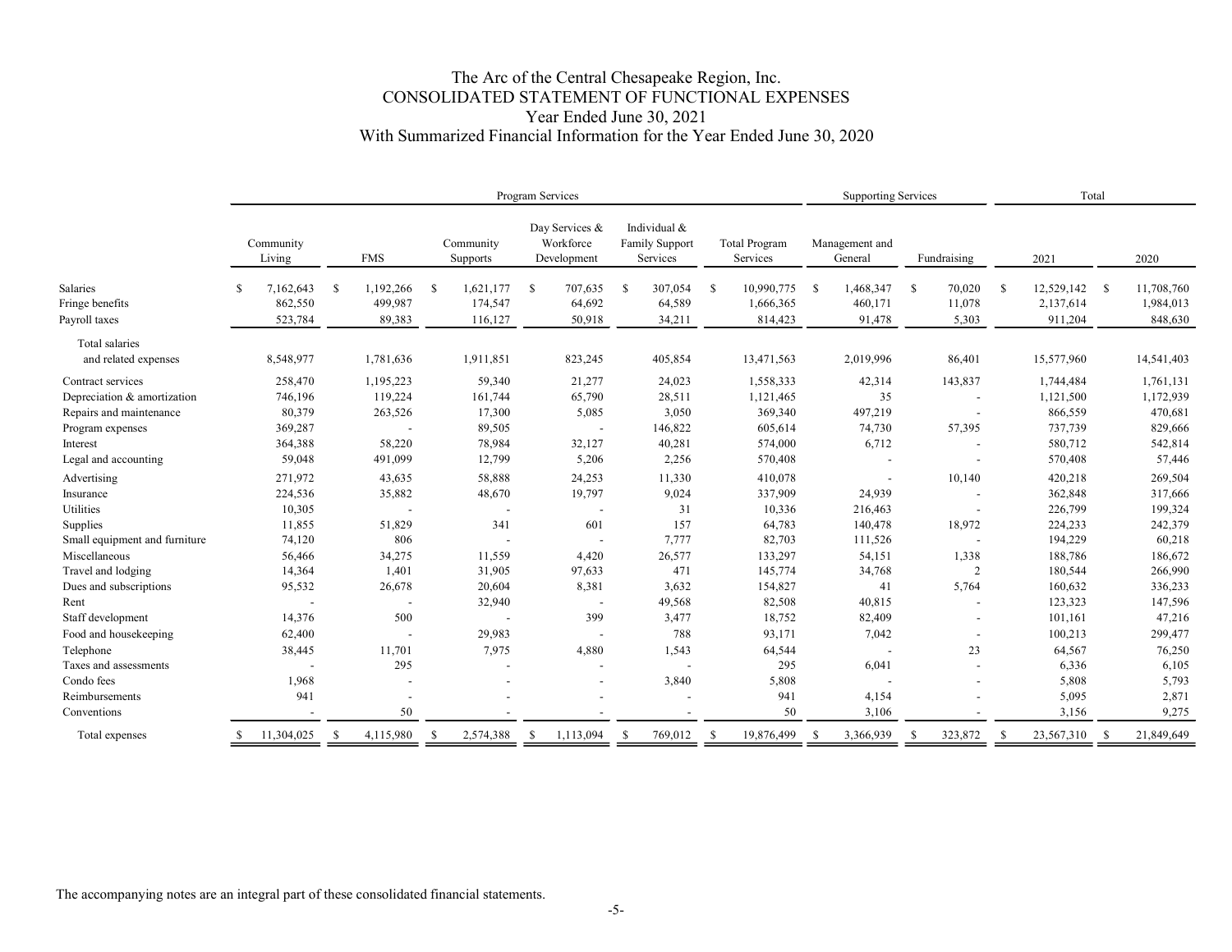# The Arc of the Central Chesapeake Region, Inc.
## CONSOLIDATED STATEMENT OF FUNCTIONAL EXPENSES
### Year Ended June 30, 2021
### With Summarized Financial Information for the Year Ended June 30, 2020

| | Program Services | | | | | | Supporting Services | | Total | |
|---|---|---|---|---|---|---|---|---|---|---|
| | Community Living | FMS | Community Supports | Day Services & Workforce Development | Individual & Family Support Services | Total Program Services | Management and General | Fundraising | 2021 | 2020 |
| Salaries | $ 7,162,643 | $ 1,192,266 | $ 1,621,177 | $ 707,635 | $ 307,054 | $ 10,990,775 | $ 1,468,347 | $ 70,020 | $ 12,529,142 | $ 11,708,760 |
| Fringe benefits | 862,550 | 499,987 | 174,547 | 64,692 | 64,589 | 1,666,365 | 460,171 | 11,078 | 2,137,614 | 1,984,013 |
| Payroll taxes | 523,784 | 89,383 | 116,127 | 50,918 | 34,211 | 814,423 | 91,478 | 5,303 | 911,204 | 848,630 |
| Total salaries and related expenses | 8,548,977 | 1,781,636 | 1,911,851 | 823,245 | 405,854 | 13,471,563 | 2,019,996 | 86,401 | 15,577,960 | 14,541,403 |
| Contract services | 258,470 | 1,195,223 | 59,340 | 21,277 | 24,023 | 1,558,333 | 42,314 | 143,837 | 1,744,484 | 1,761,131 |
| Depreciation & amortization | 746,196 | 119,224 | 161,744 | 65,790 | 28,511 | 1,121,465 | 35 | - | 1,121,500 | 1,172,939 |
| Repairs and maintenance | 80,379 | 263,526 | 17,300 | 5,085 | 3,050 | 369,340 | 497,219 | - | 866,559 | 470,681 |
| Program expenses | 369,287 | - | 89,505 | - | 146,822 | 605,614 | 74,730 | 57,395 | 737,739 | 829,666 |
| Interest | 364,388 | 58,220 | 78,984 | 32,127 | 40,281 | 574,000 | 6,712 | - | 580,712 | 542,814 |
| Legal and accounting | 59,048 | 491,099 | 12,799 | 5,206 | 2,256 | 570,408 | - | - | 570,408 | 57,446 |
| Advertising | 271,972 | 43,635 | 58,888 | 24,253 | 11,330 | 410,078 | - | 10,140 | 420,218 | 269,504 |
| Insurance | 224,536 | 35,882 | 48,670 | 19,797 | 9,024 | 337,909 | 24,939 | - | 362,848 | 317,666 |
| Utilities | 10,305 | - | - | - | 31 | 10,336 | 216,463 | - | 226,799 | 199,324 |
| Supplies | 11,855 | 51,829 | 341 | 601 | 157 | 64,783 | 140,478 | 18,972 | 224,233 | 242,379 |
| Small equipment and furniture | 74,120 | 806 | - | - | 7,777 | 82,703 | 111,526 | - | 194,229 | 60,218 |
| Miscellaneous | 56,466 | 34,275 | 11,559 | 4,420 | 26,577 | 133,297 | 54,151 | 1,338 | 188,786 | 186,672 |
| Travel and lodging | 14,364 | 1,401 | 31,905 | 97,633 | 471 | 145,774 | 34,768 | 2 | 180,544 | 266,990 |
| Dues and subscriptions | 95,532 | 26,678 | 20,604 | 8,381 | 3,632 | 154,827 | 41 | 5,764 | 160,632 | 336,233 |
| Rent | - | - | 32,940 | - | 49,568 | 82,508 | 40,815 | - | 123,323 | 147,596 |
| Staff development | 14,376 | 500 | - | 399 | 3,477 | 18,752 | 82,409 | - | 101,161 | 47,216 |
| Food and housekeeping | 62,400 | - | 29,983 | - | 788 | 93,171 | 7,042 | - | 100,213 | 299,477 |
| Telephone | 38,445 | 11,701 | 7,975 | 4,880 | 1,543 | 64,544 | - | 23 | 64,567 | 76,250 |
| Taxes and assessments | - | 295 | - | - | - | 295 | 6,041 | - | 6,336 | 6,105 |
| Condo fees | 1,968 | - | - | - | 3,840 | 5,808 | - | - | 5,808 | 5,793 |
| Reimbursements | 941 | - | - | - | - | 941 | 4,154 | - | 5,095 | 2,871 |
| Conventions | - | 50 | - | - | - | 50 | 3,106 | - | 3,156 | 9,275 |
| Total expenses | $ 11,304,025 | $ 4,115,980 | $ 2,574,388 | $ 1,113,094 | $ 769,012 | $ 19,876,499 | $ 3,366,939 | $ 323,872 | $ 23,567,310 | $ 21,849,649 |

The accompanying notes are an integral part of these consolidated financial statements.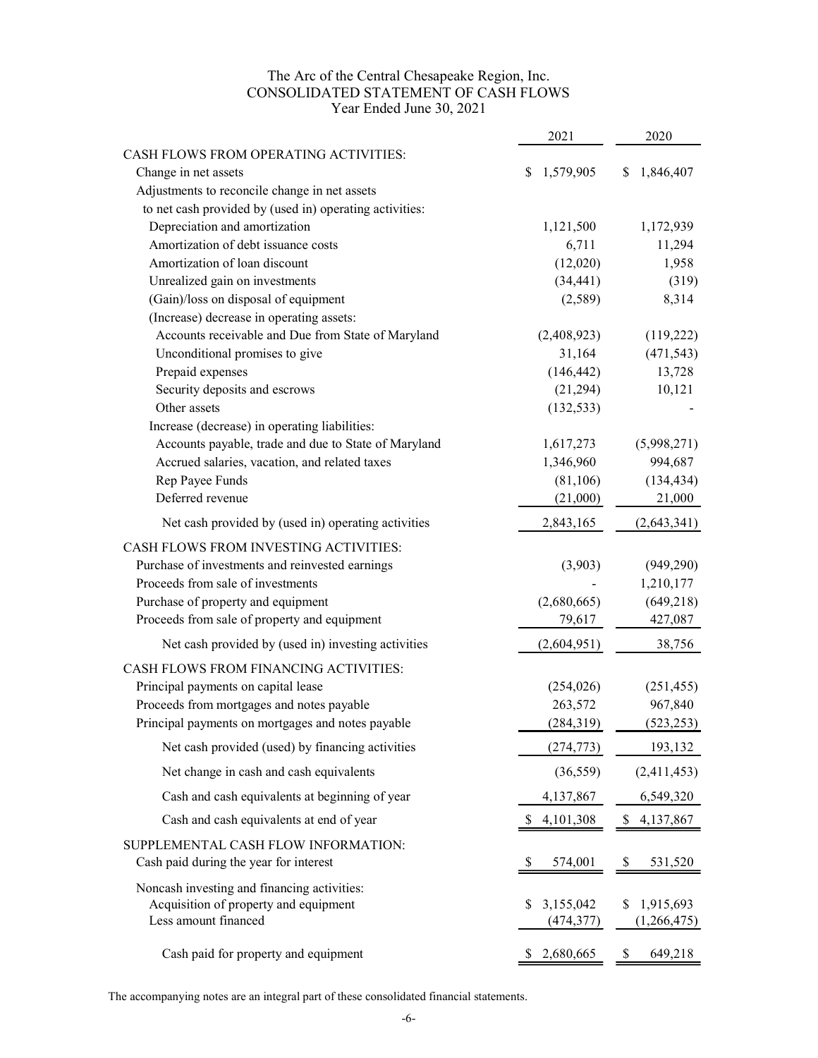# The Arc of the Central Chesapeake Region, Inc.
## CONSOLIDATED STATEMENT OF CASH FLOWS
### Year Ended June 30, 2021

| | 2021 | 2020 |
|---|---|---|
| CASH FLOWS FROM OPERATING ACTIVITIES: | | |
| Change in net assets | $ 1,579,905 | $ 1,846,407 |
| Adjustments to reconcile change in net assets | | |
| to net cash provided by (used in) operating activities: | | |
| Depreciation and amortization | 1,121,500 | 1,172,939 |
| Amortization of debt issuance costs | 6,711 | 11,294 |
| Amortization of loan discount | (12,020) | 1,958 |
| Unrealized gain on investments | (34,441) | (319) |
| (Gain)/loss on disposal of equipment | (2,589) | 8,314 |
| (Increase) decrease in operating assets: | | |
| Accounts receivable and Due from State of Maryland | (2,408,923) | (119,222) |
| Unconditional promises to give | 31,164 | (471,543) |
| Prepaid expenses | (146,442) | 13,728 |
| Security deposits and escrows | (21,294) | 10,121 |
| Other assets | (132,533) | - |
| Increase (decrease) in operating liabilities: | | |
| Accounts payable, trade and due to State of Maryland | 1,617,273 | (5,998,271) |
| Accrued salaries, vacation, and related taxes | 1,346,960 | 994,687 |
| Rep Payee Funds | (81,106) | (134,434) |
| Deferred revenue | (21,000) | 21,000 |
| Net cash provided by (used in) operating activities | 2,843,165 | (2,643,341) |
| CASH FLOWS FROM INVESTING ACTIVITIES: | | |
| Purchase of investments and reinvested earnings | (3,903) | (949,290) |
| Proceeds from sale of investments | - | 1,210,177 |
| Purchase of property and equipment | (2,680,665) | (649,218) |
| Proceeds from sale of property and equipment | 79,617 | 427,087 |
| Net cash provided by (used in) investing activities | (2,604,951) | 38,756 |
| CASH FLOWS FROM FINANCING ACTIVITIES: | | |
| Principal payments on capital lease | (254,026) | (251,455) |
| Proceeds from mortgages and notes payable | 263,572 | 967,840 |
| Principal payments on mortgages and notes payable | (284,319) | (523,253) |
| Net cash provided (used) by financing activities | (274,773) | 193,132 |
| Net change in cash and cash equivalents | (36,559) | (2,411,453) |
| Cash and cash equivalents at beginning of year | 4,137,867 | 6,549,320 |
| Cash and cash equivalents at end of year | $ 4,101,308 | $ 4,137,867 |
| SUPPLEMENTAL CASH FLOW INFORMATION: | | |
| Cash paid during the year for interest | $ 574,001 | $ 531,520 |
| Noncash investing and financing activities: | | |
| Acquisition of property and equipment | $ 3,155,042 | $ 1,915,693 |
| Less amount financed | (474,377) | (1,266,475) |
| Cash paid for property and equipment | $ 2,680,665 | $ 649,218 |

The accompanying notes are an integral part of these consolidated financial statements.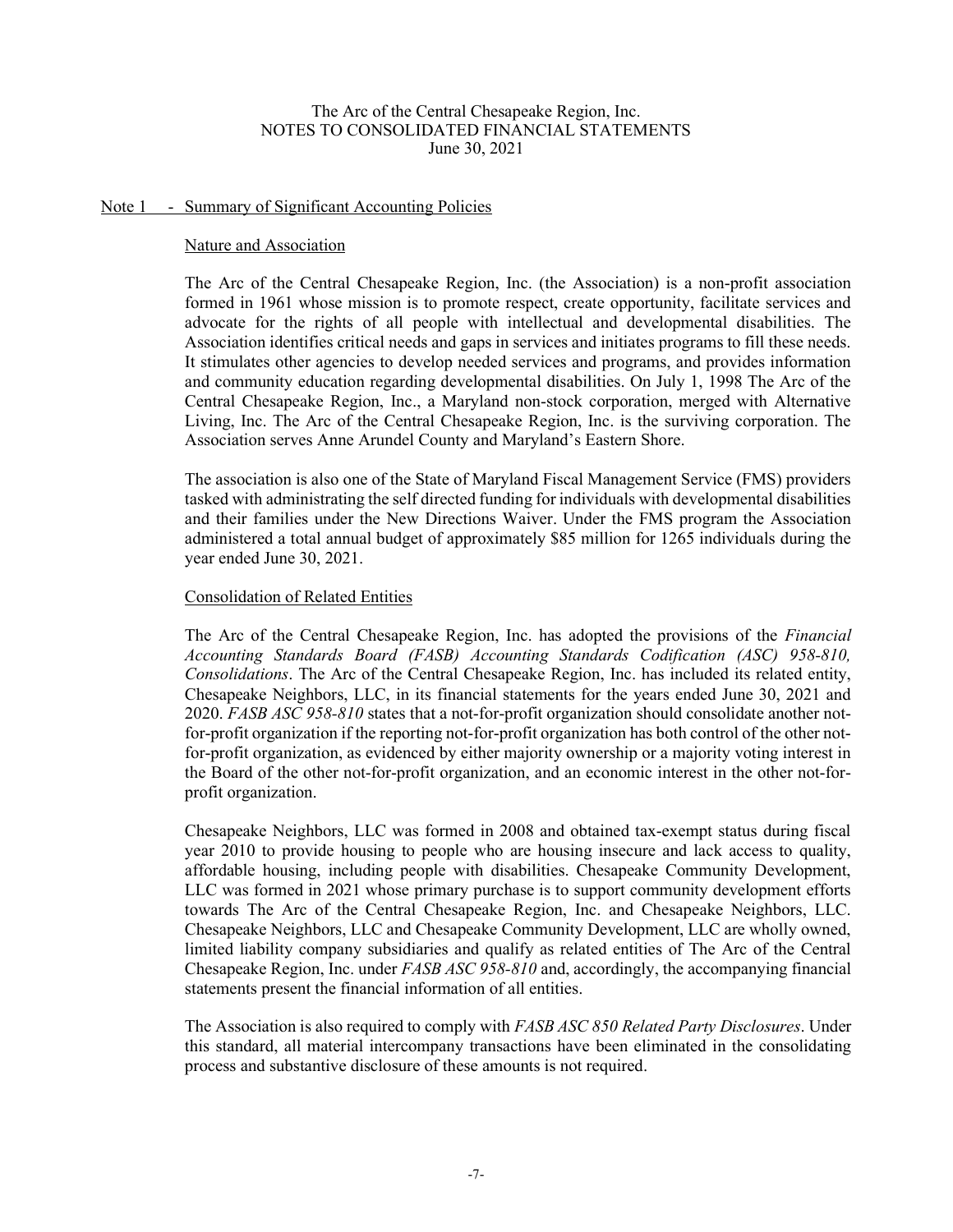The Arc of the Central Chesapeake Region, Inc.
NOTES TO CONSOLIDATED FINANCIAL STATEMENTS
June 30, 2021

## Note 1 - Summary of Significant Accounting Policies

### Nature and Association

The Arc of the Central Chesapeake Region, Inc. (the Association) is a non-profit association formed in 1961 whose mission is to promote respect, create opportunity, facilitate services and advocate for the rights of all people with intellectual and developmental disabilities. The Association identifies critical needs and gaps in services and initiates programs to fill these needs. It stimulates other agencies to develop needed services and programs, and provides information and community education regarding developmental disabilities. On July 1, 1998 The Arc of the Central Chesapeake Region, Inc., a Maryland non-stock corporation, merged with Alternative Living, Inc. The Arc of the Central Chesapeake Region, Inc. is the surviving corporation. The Association serves Anne Arundel County and Maryland's Eastern Shore.

The association is also one of the State of Maryland Fiscal Management Service (FMS) providers tasked with administrating the self directed funding for individuals with developmental disabilities and their families under the New Directions Waiver. Under the FMS program the Association administered a total annual budget of approximately $85 million for 1265 individuals during the year ended June 30, 2021.

### Consolidation of Related Entities

The Arc of the Central Chesapeake Region, Inc. has adopted the provisions of the *Financial Accounting Standards Board (FASB) Accounting Standards Codification (ASC) 958-810, Consolidations*. The Arc of the Central Chesapeake Region, Inc. has included its related entity, Chesapeake Neighbors, LLC, in its financial statements for the years ended June 30, 2021 and 2020. *FASB ASC 958-810* states that a not-for-profit organization should consolidate another not-for-profit organization if the reporting not-for-profit organization has both control of the other not-for-profit organization, as evidenced by either majority ownership or a majority voting interest in the Board of the other not-for-profit organization, and an economic interest in the other not-for-profit organization.

Chesapeake Neighbors, LLC was formed in 2008 and obtained tax-exempt status during fiscal year 2010 to provide housing to people who are housing insecure and lack access to quality, affordable housing, including people with disabilities. Chesapeake Community Development, LLC was formed in 2021 whose primary purchase is to support community development efforts towards The Arc of the Central Chesapeake Region, Inc. and Chesapeake Neighbors, LLC. Chesapeake Neighbors, LLC and Chesapeake Community Development, LLC are wholly owned, limited liability company subsidiaries and qualify as related entities of The Arc of the Central Chesapeake Region, Inc. under *FASB ASC 958-810* and, accordingly, the accompanying financial statements present the financial information of all entities.

The Association is also required to comply with *FASB ASC 850 Related Party Disclosures*. Under this standard, all material intercompany transactions have been eliminated in the consolidating process and substantive disclosure of these amounts is not required.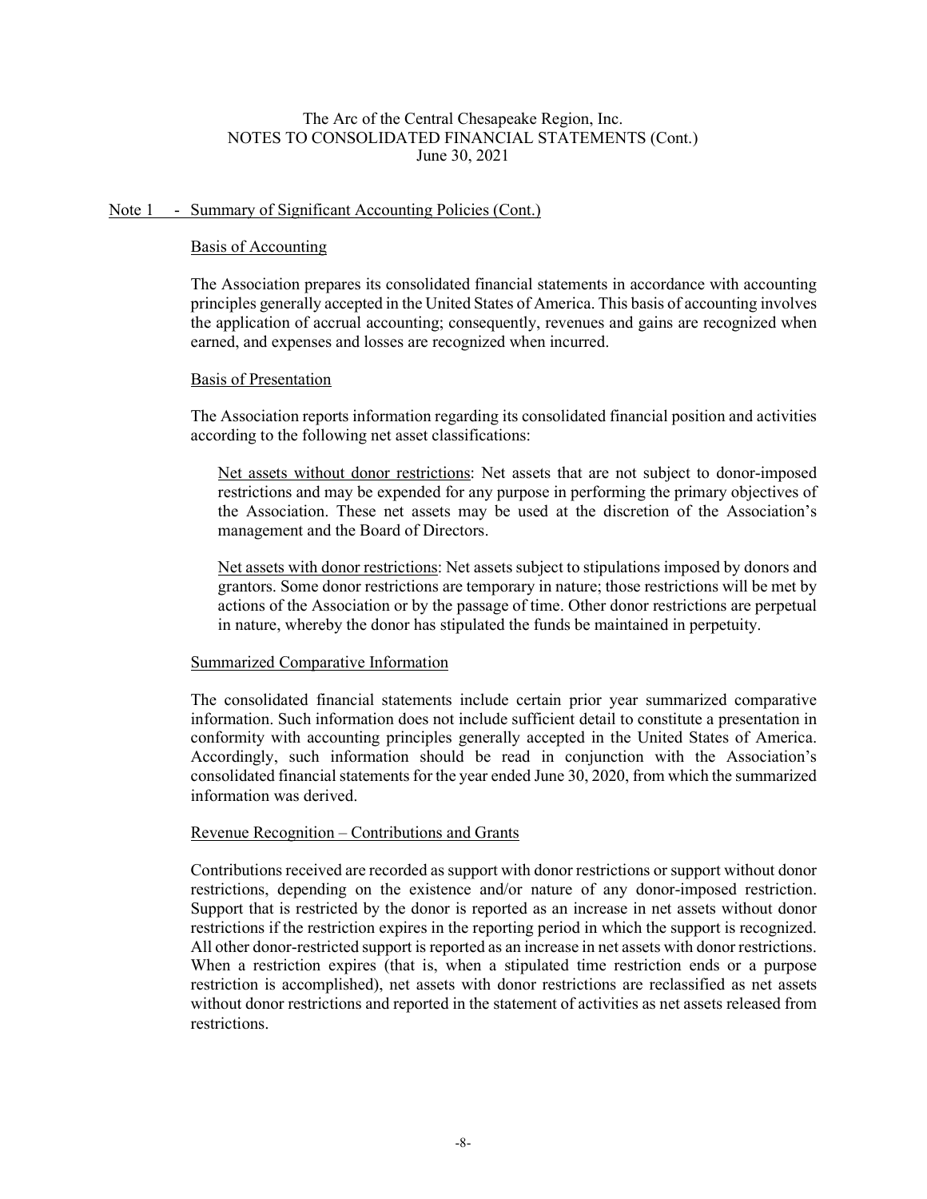## Note 1 - Summary of Significant Accounting Policies (Cont.)

### Basis of Accounting

The Association prepares its consolidated financial statements in accordance with accounting principles generally accepted in the United States of America. This basis of accounting involves the application of accrual accounting; consequently, revenues and gains are recognized when earned, and expenses and losses are recognized when incurred.

### Basis of Presentation

The Association reports information regarding its consolidated financial position and activities according to the following net asset classifications:

Net assets without donor restrictions: Net assets that are not subject to donor-imposed restrictions and may be expended for any purpose in performing the primary objectives of the Association. These net assets may be used at the discretion of the Association's management and the Board of Directors.

Net assets with donor restrictions: Net assets subject to stipulations imposed by donors and grantors. Some donor restrictions are temporary in nature; those restrictions will be met by actions of the Association or by the passage of time. Other donor restrictions are perpetual in nature, whereby the donor has stipulated the funds be maintained in perpetuity.

### Summarized Comparative Information

The consolidated financial statements include certain prior year summarized comparative information. Such information does not include sufficient detail to constitute a presentation in conformity with accounting principles generally accepted in the United States of America. Accordingly, such information should be read in conjunction with the Association's consolidated financial statements for the year ended June 30, 2020, from which the summarized information was derived.

### Revenue Recognition – Contributions and Grants

Contributions received are recorded as support with donor restrictions or support without donor restrictions, depending on the existence and/or nature of any donor-imposed restriction. Support that is restricted by the donor is reported as an increase in net assets without donor restrictions if the restriction expires in the reporting period in which the support is recognized. All other donor-restricted support is reported as an increase in net assets with donor restrictions. When a restriction expires (that is, when a stipulated time restriction ends or a purpose restriction is accomplished), net assets with donor restrictions are reclassified as net assets without donor restrictions and reported in the statement of activities as net assets released from restrictions.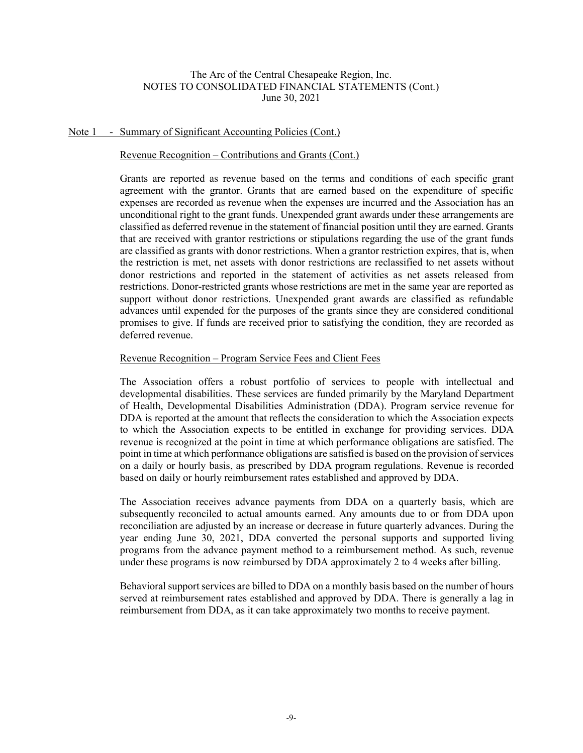The Arc of the Central Chesapeake Region, Inc.
NOTES TO CONSOLIDATED FINANCIAL STATEMENTS (Cont.)
June 30, 2021

## Note 1 - Summary of Significant Accounting Policies (Cont.)

### Revenue Recognition – Contributions and Grants (Cont.)

Grants are reported as revenue based on the terms and conditions of each specific grant agreement with the grantor. Grants that are earned based on the expenditure of specific expenses are recorded as revenue when the expenses are incurred and the Association has an unconditional right to the grant funds. Unexpended grant awards under these arrangements are classified as deferred revenue in the statement of financial position until they are earned. Grants that are received with grantor restrictions or stipulations regarding the use of the grant funds are classified as grants with donor restrictions. When a grantor restriction expires, that is, when the restriction is met, net assets with donor restrictions are reclassified to net assets without donor restrictions and reported in the statement of activities as net assets released from restrictions. Donor-restricted grants whose restrictions are met in the same year are reported as support without donor restrictions. Unexpended grant awards are classified as refundable advances until expended for the purposes of the grants since they are considered conditional promises to give. If funds are received prior to satisfying the condition, they are recorded as deferred revenue.

### Revenue Recognition – Program Service Fees and Client Fees

The Association offers a robust portfolio of services to people with intellectual and developmental disabilities. These services are funded primarily by the Maryland Department of Health, Developmental Disabilities Administration (DDA). Program service revenue for DDA is reported at the amount that reflects the consideration to which the Association expects to which the Association expects to be entitled in exchange for providing services. DDA revenue is recognized at the point in time at which performance obligations are satisfied. The point in time at which performance obligations are satisfied is based on the provision of services on a daily or hourly basis, as prescribed by DDA program regulations. Revenue is recorded based on daily or hourly reimbursement rates established and approved by DDA.

The Association receives advance payments from DDA on a quarterly basis, which are subsequently reconciled to actual amounts earned. Any amounts due to or from DDA upon reconciliation are adjusted by an increase or decrease in future quarterly advances. During the year ending June 30, 2021, DDA converted the personal supports and supported living programs from the advance payment method to a reimbursement method. As such, revenue under these programs is now reimbursed by DDA approximately 2 to 4 weeks after billing.

Behavioral support services are billed to DDA on a monthly basis based on the number of hours served at reimbursement rates established and approved by DDA. There is generally a lag in reimbursement from DDA, as it can take approximately two months to receive payment.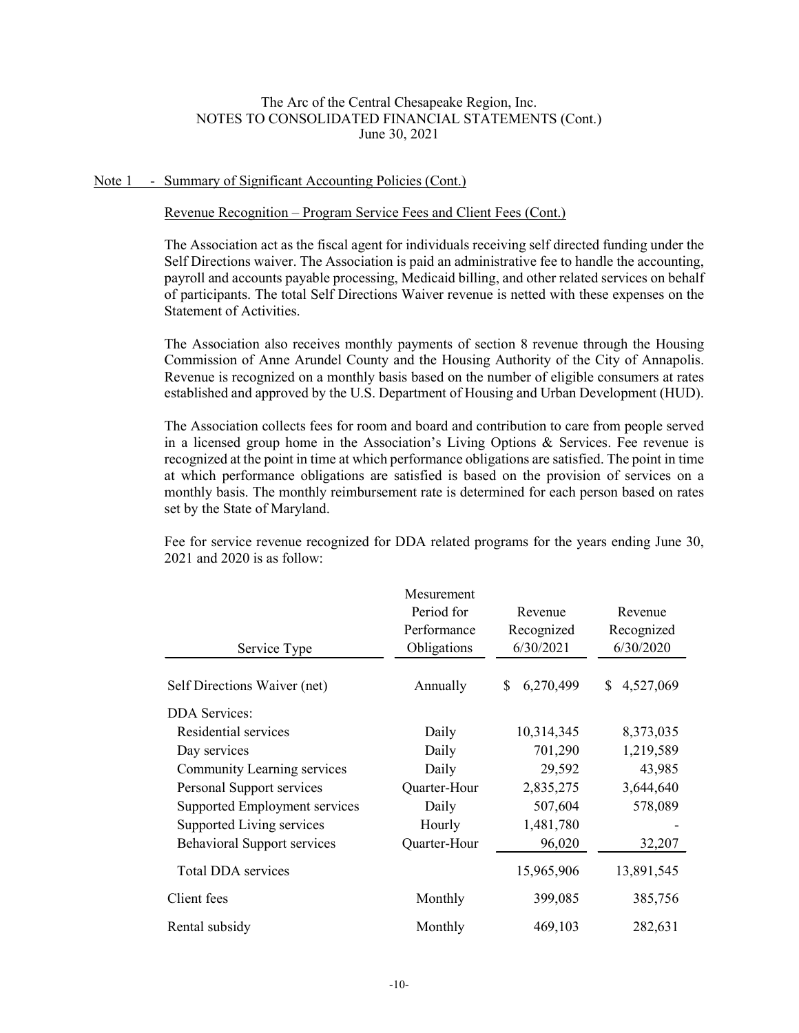The Arc of the Central Chesapeake Region, Inc.
NOTES TO CONSOLIDATED FINANCIAL STATEMENTS (Cont.)
June 30, 2021

## Note 1 - Summary of Significant Accounting Policies (Cont.)

### Revenue Recognition – Program Service Fees and Client Fees (Cont.)

The Association act as the fiscal agent for individuals receiving self directed funding under the Self Directions waiver. The Association is paid an administrative fee to handle the accounting, payroll and accounts payable processing, Medicaid billing, and other related services on behalf of participants. The total Self Directions Waiver revenue is netted with these expenses on the Statement of Activities.

The Association also receives monthly payments of section 8 revenue through the Housing Commission of Anne Arundel County and the Housing Authority of the City of Annapolis. Revenue is recognized on a monthly basis based on the number of eligible consumers at rates established and approved by the U.S. Department of Housing and Urban Development (HUD).

The Association collects fees for room and board and contribution to care from people served in a licensed group home in the Association's Living Options & Services. Fee revenue is recognized at the point in time at which performance obligations are satisfied. The point in time at which performance obligations are satisfied is based on the provision of services on a monthly basis. The monthly reimbursement rate is determined for each person based on rates set by the State of Maryland.

Fee for service revenue recognized for DDA related programs for the years ending June 30, 2021 and 2020 is as follow:

| Service Type | Mesurement Period for Performance Obligations | Revenue Recognized 6/30/2021 | Revenue Recognized 6/30/2020 |
|---|---|---|---|
| Self Directions Waiver (net) | Annually | $ 6,270,499 | $ 4,527,069 |
| DDA Services: | | | |
| Residential services | Daily | 10,314,345 | 8,373,035 |
| Day services | Daily | 701,290 | 1,219,589 |
| Community Learning services | Daily | 29,592 | 43,985 |
| Personal Support services | Quarter-Hour | 2,835,275 | 3,644,640 |
| Supported Employment services | Daily | 507,604 | 578,089 |
| Supported Living services | Hourly | 1,481,780 | - |
| Behavioral Support services | Quarter-Hour | 96,020 | 32,207 |
| Total DDA services | | 15,965,906 | 13,891,545 |
| Client fees | Monthly | 399,085 | 385,756 |
| Rental subsidy | Monthly | 469,103 | 282,631 |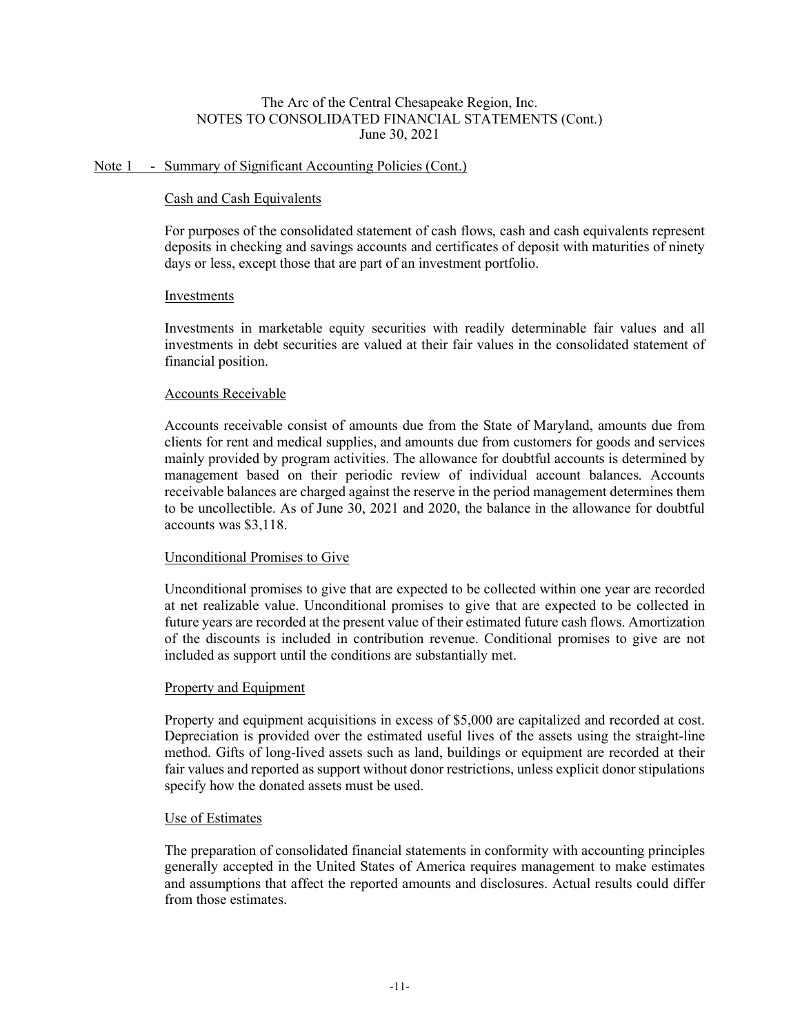## Note 1 - Summary of Significant Accounting Policies (Cont.)

### Cash and Cash Equivalents

For purposes of the consolidated statement of cash flows, cash and cash equivalents represent deposits in checking and savings accounts and certificates of deposit with maturities of ninety days or less, except those that are part of an investment portfolio.

### Investments

Investments in marketable equity securities with readily determinable fair values and all investments in debt securities are valued at their fair values in the consolidated statement of financial position.

### Accounts Receivable

Accounts receivable consist of amounts due from the State of Maryland, amounts due from clients for rent and medical supplies, and amounts due from customers for goods and services mainly provided by program activities. The allowance for doubtful accounts is determined by management based on their periodic review of individual account balances. Accounts receivable balances are charged against the reserve in the period management determines them to be uncollectible. As of June 30, 2021 and 2020, the balance in the allowance for doubtful accounts was $3,118.

### Unconditional Promises to Give

Unconditional promises to give that are expected to be collected within one year are recorded at net realizable value. Unconditional promises to give that are expected to be collected in future years are recorded at the present value of their estimated future cash flows. Amortization of the discounts is included in contribution revenue. Conditional promises to give are not included as support until the conditions are substantially met.

### Property and Equipment

Property and equipment acquisitions in excess of $5,000 are capitalized and recorded at cost. Depreciation is provided over the estimated useful lives of the assets using the straight-line method. Gifts of long-lived assets such as land, buildings or equipment are recorded at their fair values and reported as support without donor restrictions, unless explicit donor stipulations specify how the donated assets must be used.

### Use of Estimates

The preparation of consolidated financial statements in conformity with accounting principles generally accepted in the United States of America requires management to make estimates and assumptions that affect the reported amounts and disclosures. Actual results could differ from those estimates.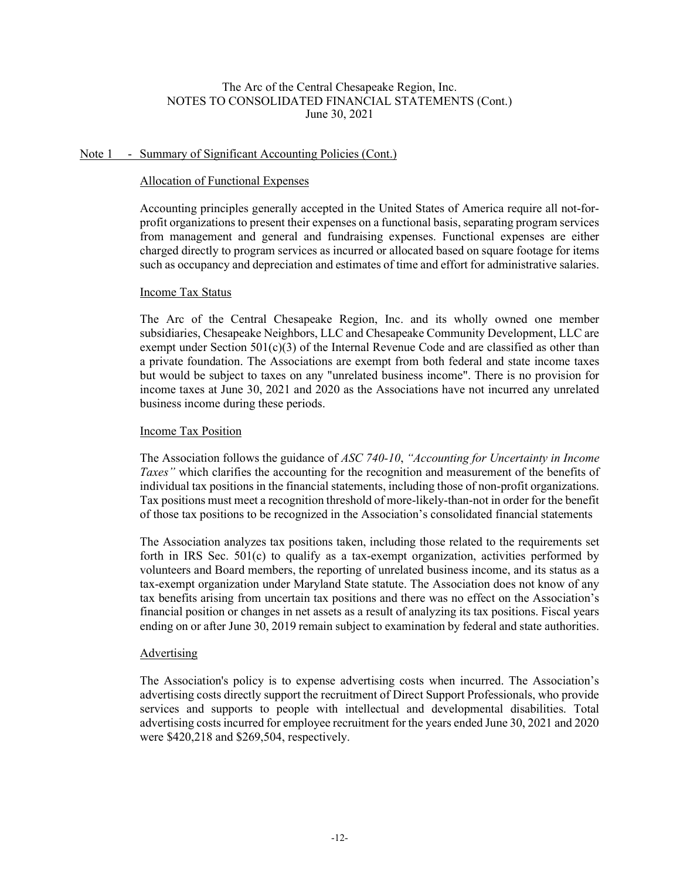## Note 1 - Summary of Significant Accounting Policies (Cont.)

### Allocation of Functional Expenses

Accounting principles generally accepted in the United States of America require all not-for-profit organizations to present their expenses on a functional basis, separating program services from management and general and fundraising expenses. Functional expenses are either charged directly to program services as incurred or allocated based on square footage for items such as occupancy and depreciation and estimates of time and effort for administrative salaries.

### Income Tax Status

The Arc of the Central Chesapeake Region, Inc. and its wholly owned one member subsidiaries, Chesapeake Neighbors, LLC and Chesapeake Community Development, LLC are exempt under Section 501(c)(3) of the Internal Revenue Code and are classified as other than a private foundation. The Associations are exempt from both federal and state income taxes but would be subject to taxes on any "unrelated business income". There is no provision for income taxes at June 30, 2021 and 2020 as the Associations have not incurred any unrelated business income during these periods.

### Income Tax Position

The Association follows the guidance of *ASC 740-10*, *"Accounting for Uncertainty in Income Taxes"* which clarifies the accounting for the recognition and measurement of the benefits of individual tax positions in the financial statements, including those of non-profit organizations. Tax positions must meet a recognition threshold of more-likely-than-not in order for the benefit of those tax positions to be recognized in the Association's consolidated financial statements

The Association analyzes tax positions taken, including those related to the requirements set forth in IRS Sec. 501(c) to qualify as a tax-exempt organization, activities performed by volunteers and Board members, the reporting of unrelated business income, and its status as a tax-exempt organization under Maryland State statute. The Association does not know of any tax benefits arising from uncertain tax positions and there was no effect on the Association's financial position or changes in net assets as a result of analyzing its tax positions. Fiscal years ending on or after June 30, 2019 remain subject to examination by federal and state authorities.

### Advertising

The Association's policy is to expense advertising costs when incurred. The Association's advertising costs directly support the recruitment of Direct Support Professionals, who provide services and supports to people with intellectual and developmental disabilities. Total advertising costs incurred for employee recruitment for the years ended June 30, 2021 and 2020 were $420,218 and $269,504, respectively.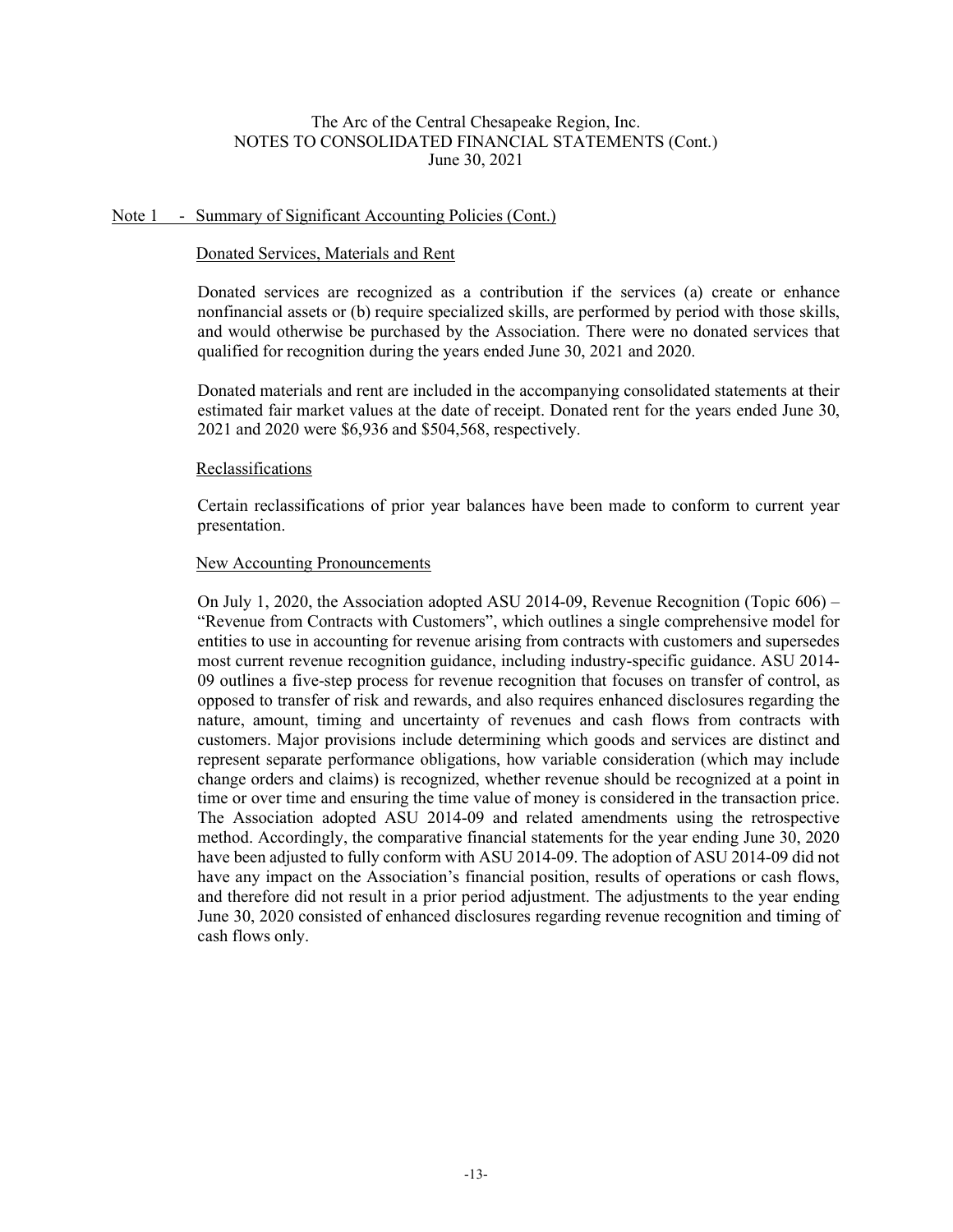The Arc of the Central Chesapeake Region, Inc.
NOTES TO CONSOLIDATED FINANCIAL STATEMENTS (Cont.)
June 30, 2021

## Note 1 - Summary of Significant Accounting Policies (Cont.)

### Donated Services, Materials and Rent

Donated services are recognized as a contribution if the services (a) create or enhance nonfinancial assets or (b) require specialized skills, are performed by period with those skills, and would otherwise be purchased by the Association. There were no donated services that qualified for recognition during the years ended June 30, 2021 and 2020.

Donated materials and rent are included in the accompanying consolidated statements at their estimated fair market values at the date of receipt. Donated rent for the years ended June 30, 2021 and 2020 were $6,936 and $504,568, respectively.

### Reclassifications

Certain reclassifications of prior year balances have been made to conform to current year presentation.

### New Accounting Pronouncements

On July 1, 2020, the Association adopted ASU 2014-09, Revenue Recognition (Topic 606) – "Revenue from Contracts with Customers", which outlines a single comprehensive model for entities to use in accounting for revenue arising from contracts with customers and supersedes most current revenue recognition guidance, including industry-specific guidance. ASU 2014-09 outlines a five-step process for revenue recognition that focuses on transfer of control, as opposed to transfer of risk and rewards, and also requires enhanced disclosures regarding the nature, amount, timing and uncertainty of revenues and cash flows from contracts with customers. Major provisions include determining which goods and services are distinct and represent separate performance obligations, how variable consideration (which may include change orders and claims) is recognized, whether revenue should be recognized at a point in time or over time and ensuring the time value of money is considered in the transaction price. The Association adopted ASU 2014-09 and related amendments using the retrospective method. Accordingly, the comparative financial statements for the year ending June 30, 2020 have been adjusted to fully conform with ASU 2014-09. The adoption of ASU 2014-09 did not have any impact on the Association's financial position, results of operations or cash flows, and therefore did not result in a prior period adjustment. The adjustments to the year ending June 30, 2020 consisted of enhanced disclosures regarding revenue recognition and timing of cash flows only.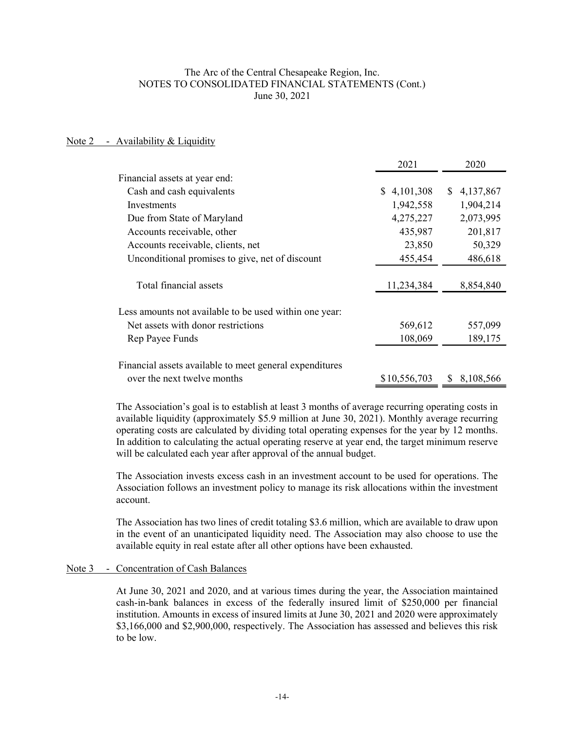The Arc of the Central Chesapeake Region, Inc.
NOTES TO CONSOLIDATED FINANCIAL STATEMENTS (Cont.)
June 30, 2021

## Note 2 - Availability & Liquidity

| | 2021 | 2020 |
|---|---|---|
| Financial assets at year end: | | |
| Cash and cash equivalents | $ 4,101,308 | $ 4,137,867 |
| Investments | 1,942,558 | 1,904,214 |
| Due from State of Maryland | 4,275,227 | 2,073,995 |
| Accounts receivable, other | 435,987 | 201,817 |
| Accounts receivable, clients, net | 23,850 | 50,329 |
| Unconditional promises to give, net of discount | 455,454 | 486,618 |
| Total financial assets | 11,234,384 | 8,854,840 |
| Less amounts not available to be used within one year: | | |
| Net assets with donor restrictions | 569,612 | 557,099 |
| Rep Payee Funds | 108,069 | 189,175 |
| Financial assets available to meet general expenditures over the next twelve months | $10,556,703 | $ 8,108,566 |

The Association's goal is to establish at least 3 months of average recurring operating costs in available liquidity (approximately $5.9 million at June 30, 2021). Monthly average recurring operating costs are calculated by dividing total operating expenses for the year by 12 months. In addition to calculating the actual operating reserve at year end, the target minimum reserve will be calculated each year after approval of the annual budget.

The Association invests excess cash in an investment account to be used for operations. The Association follows an investment policy to manage its risk allocations within the investment account.

The Association has two lines of credit totaling $3.6 million, which are available to draw upon in the event of an unanticipated liquidity need. The Association may also choose to use the available equity in real estate after all other options have been exhausted.

## Note 3 - Concentration of Cash Balances

At June 30, 2021 and 2020, and at various times during the year, the Association maintained cash-in-bank balances in excess of the federally insured limit of $250,000 per financial institution. Amounts in excess of insured limits at June 30, 2021 and 2020 were approximately $3,166,000 and $2,900,000, respectively. The Association has assessed and believes this risk to be low.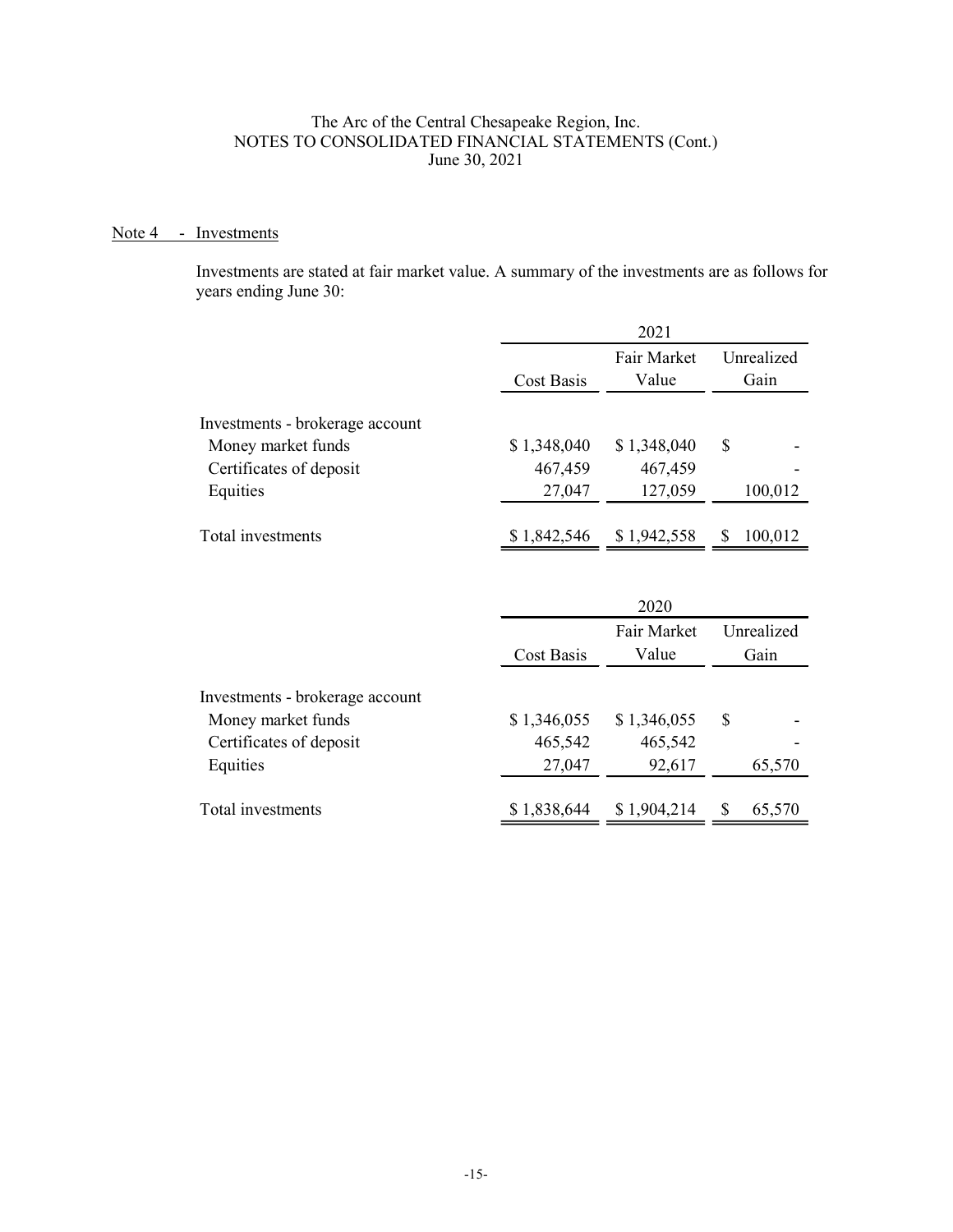The Arc of the Central Chesapeake Region, Inc.
NOTES TO CONSOLIDATED FINANCIAL STATEMENTS (Cont.)
June 30, 2021

## Note 4 - Investments

Investments are stated at fair market value. A summary of the investments are as follows for years ending June 30:

| | 2021 | | |
|---|---|---|---|
| | Cost Basis | Fair Market Value | Unrealized Gain |
| Investments - brokerage account | | | |
| Money market funds | $ 1,348,040 | $ 1,348,040 | $ - |
| Certificates of deposit | 467,459 | 467,459 | - |
| Equities | 27,047 | 127,059 | 100,012 |
| Total investments | $ 1,842,546 | $ 1,942,558 | $ 100,012 |

| | 2020 | | |
|---|---|---|---|
| | Cost Basis | Fair Market Value | Unrealized Gain |
| Investments - brokerage account | | | |
| Money market funds | $ 1,346,055 | $ 1,346,055 | $ - |
| Certificates of deposit | 465,542 | 465,542 | - |
| Equities | 27,047 | 92,617 | 65,570 |
| Total investments | $ 1,838,644 | $ 1,904,214 | $ 65,570 |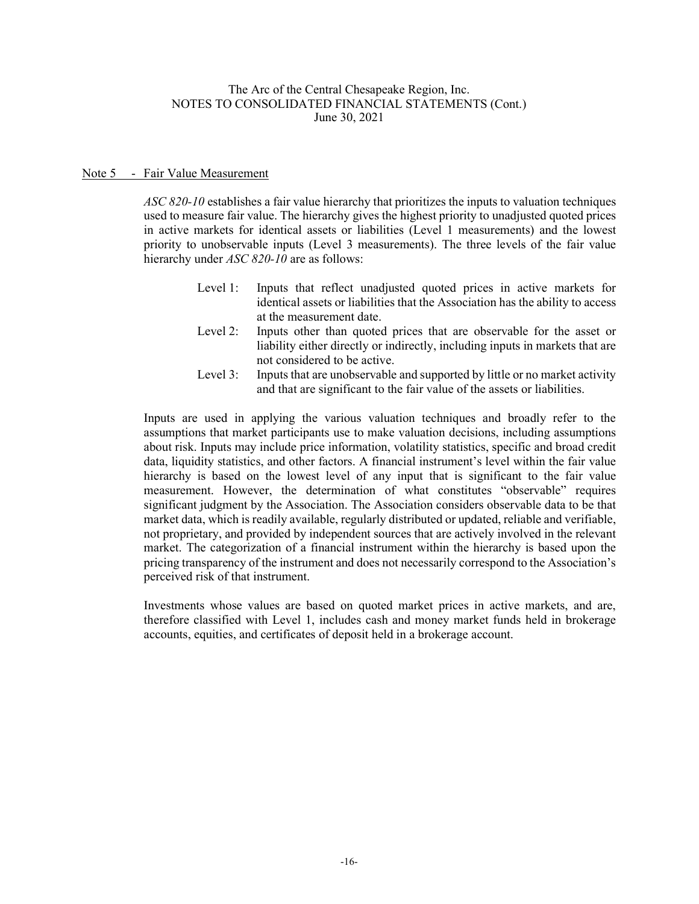## Note 5 - Fair Value Measurement

*ASC 820-10* establishes a fair value hierarchy that prioritizes the inputs to valuation techniques used to measure fair value. The hierarchy gives the highest priority to unadjusted quoted prices in active markets for identical assets or liabilities (Level 1 measurements) and the lowest priority to unobservable inputs (Level 3 measurements). The three levels of the fair value hierarchy under *ASC 820-10* are as follows:

- Level 1: Inputs that reflect unadjusted quoted prices in active markets for identical assets or liabilities that the Association has the ability to access at the measurement date.
- Level 2: Inputs other than quoted prices that are observable for the asset or liability either directly or indirectly, including inputs in markets that are not considered to be active.
- Level 3: Inputs that are unobservable and supported by little or no market activity and that are significant to the fair value of the assets or liabilities.

Inputs are used in applying the various valuation techniques and broadly refer to the assumptions that market participants use to make valuation decisions, including assumptions about risk. Inputs may include price information, volatility statistics, specific and broad credit data, liquidity statistics, and other factors. A financial instrument's level within the fair value hierarchy is based on the lowest level of any input that is significant to the fair value measurement. However, the determination of what constitutes "observable" requires significant judgment by the Association. The Association considers observable data to be that market data, which is readily available, regularly distributed or updated, reliable and verifiable, not proprietary, and provided by independent sources that are actively involved in the relevant market. The categorization of a financial instrument within the hierarchy is based upon the pricing transparency of the instrument and does not necessarily correspond to the Association's perceived risk of that instrument.

Investments whose values are based on quoted market prices in active markets, and are, therefore classified with Level 1, includes cash and money market funds held in brokerage accounts, equities, and certificates of deposit held in a brokerage account.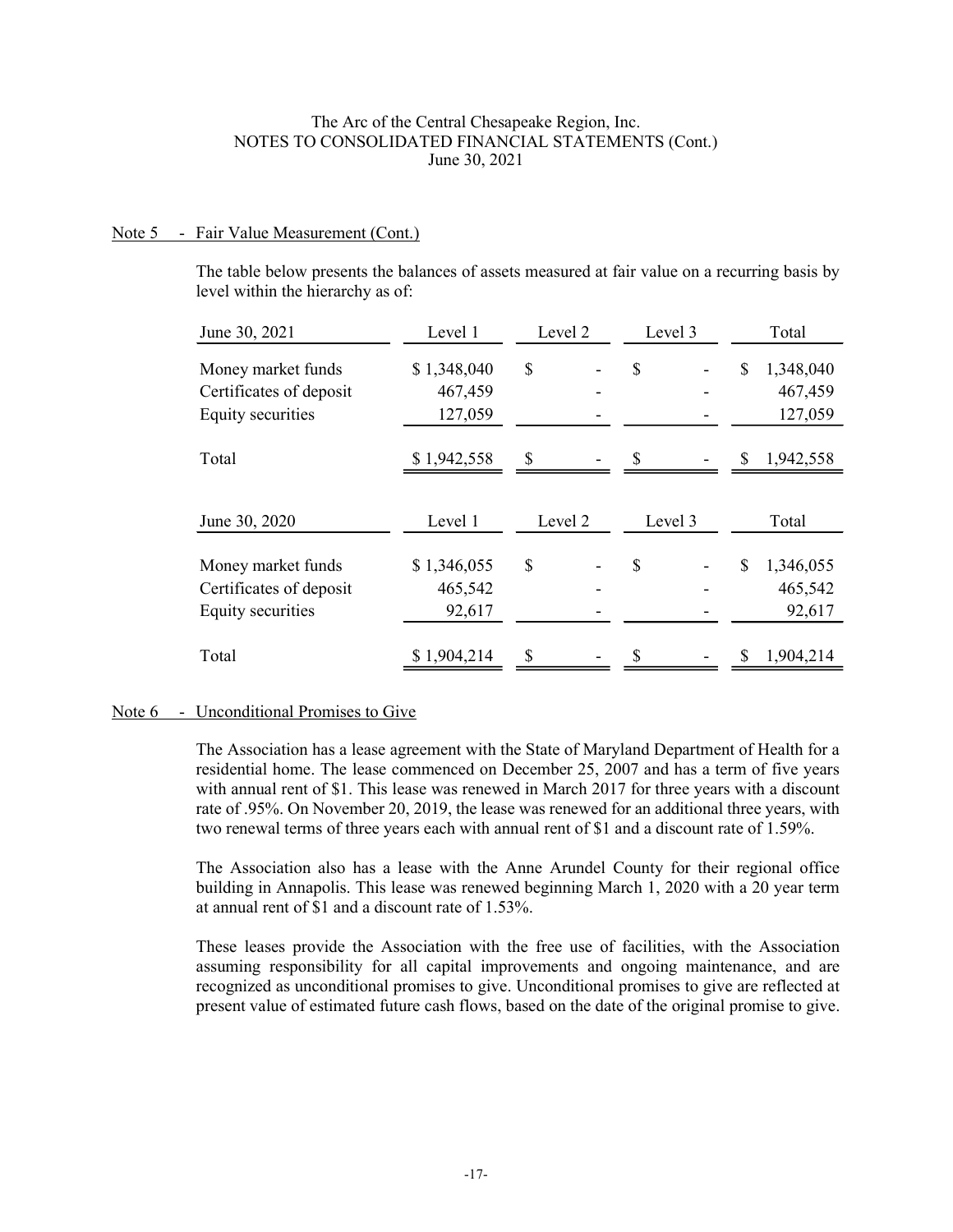## Note 5 - Fair Value Measurement (Cont.)

The table below presents the balances of assets measured at fair value on a recurring basis by level within the hierarchy as of:

| June 30, 2021 | Level 1 | Level 2 | Level 3 | Total |
|---|---|---|---|---|
| Money market funds | $ 1,348,040 | $ - | $ - | $ 1,348,040 |
| Certificates of deposit | 467,459 | - | - | 467,459 |
| Equity securities | 127,059 | - | - | 127,059 |
| Total | $ 1,942,558 | $ - | $ - | $ 1,942,558 |

| June 30, 2020 | Level 1 | Level 2 | Level 3 | Total |
|---|---|---|---|---|
| Money market funds | $ 1,346,055 | $ - | $ - | $ 1,346,055 |
| Certificates of deposit | 465,542 | - | - | 465,542 |
| Equity securities | 92,617 | - | - | 92,617 |
| Total | $ 1,904,214 | $ - | $ - | $ 1,904,214 |

## Note 6 - Unconditional Promises to Give

The Association has a lease agreement with the State of Maryland Department of Health for a residential home. The lease commenced on December 25, 2007 and has a term of five years with annual rent of $1. This lease was renewed in March 2017 for three years with a discount rate of .95%. On November 20, 2019, the lease was renewed for an additional three years, with two renewal terms of three years each with annual rent of $1 and a discount rate of 1.59%.

The Association also has a lease with the Anne Arundel County for their regional office building in Annapolis. This lease was renewed beginning March 1, 2020 with a 20 year term at annual rent of $1 and a discount rate of 1.53%.

These leases provide the Association with the free use of facilities, with the Association assuming responsibility for all capital improvements and ongoing maintenance, and are recognized as unconditional promises to give. Unconditional promises to give are reflected at present value of estimated future cash flows, based on the date of the original promise to give.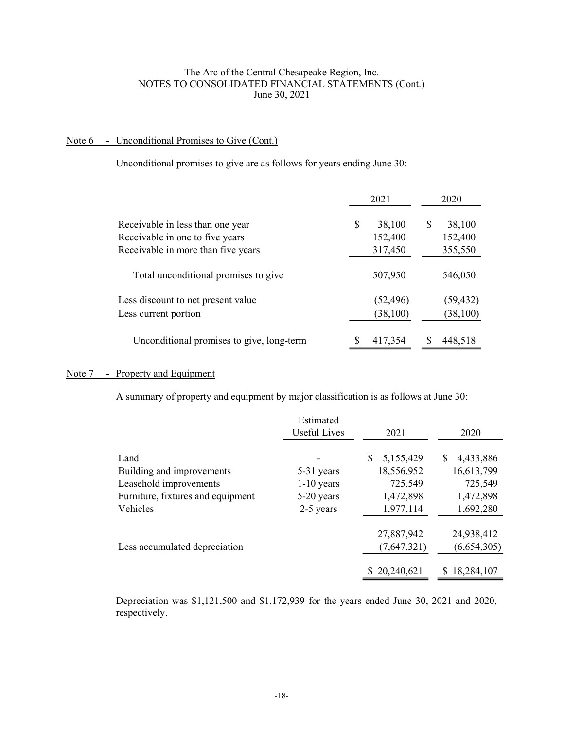# The Arc of the Central Chesapeake Region, Inc.
## NOTES TO CONSOLIDATED FINANCIAL STATEMENTS (Cont.)
### June 30, 2021

### Note 6 - Unconditional Promises to Give (Cont.)

Unconditional promises to give are as follows for years ending June 30:

| | 2021 | 2020 |
|---|---|---|
| Receivable in less than one year | $ 38,100 | $ 38,100 |
| Receivable in one to five years | 152,400 | 152,400 |
| Receivable in more than five years | 317,450 | 355,550 |
| Total unconditional promises to give | 507,950 | 546,050 |
| Less discount to net present value | (52,496) | (59,432) |
| Less current portion | (38,100) | (38,100) |
| Unconditional promises to give, long-term | $ 417,354 | $ 448,518 |

### Note 7 - Property and Equipment

A summary of property and equipment by major classification is as follows at June 30:

| | Estimated Useful Lives | 2021 | 2020 |
|---|---|---|---|
| Land | - | $ 5,155,429 | $ 4,433,886 |
| Building and improvements | 5-31 years | 18,556,952 | 16,613,799 |
| Leasehold improvements | 1-10 years | 725,549 | 725,549 |
| Furniture, fixtures and equipment | 5-20 years | 1,472,898 | 1,472,898 |
| Vehicles | 2-5 years | 1,977,114 | 1,692,280 |
| | | 27,887,942 | 24,938,412 |
| Less accumulated depreciation | | (7,647,321) | (6,654,305) |
| | | $ 20,240,621 | $ 18,284,107 |

Depreciation was $1,121,500 and $1,172,939 for the years ended June 30, 2021 and 2020, respectively.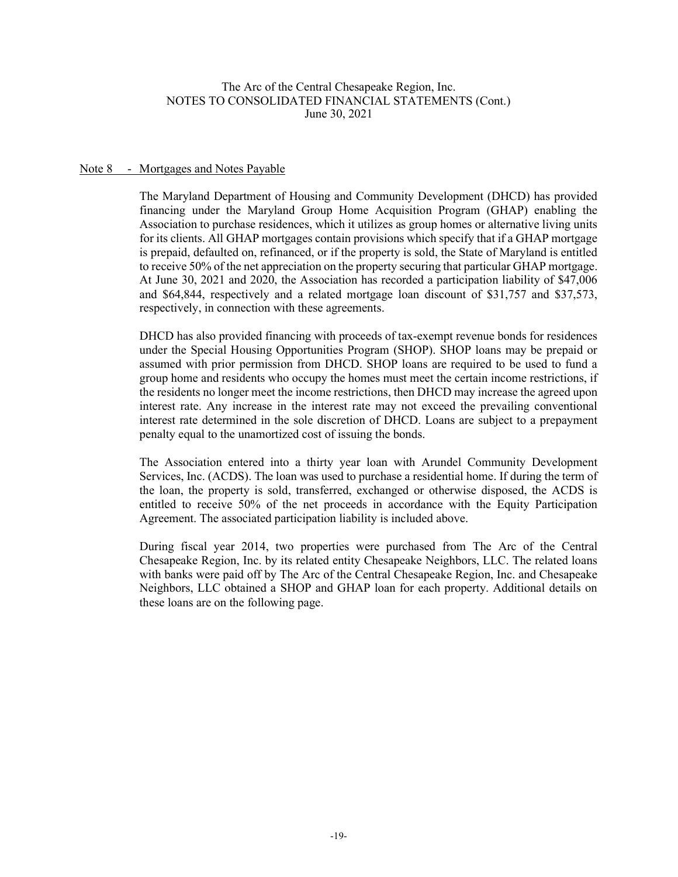## Note 8 - Mortgages and Notes Payable

The Maryland Department of Housing and Community Development (DHCD) has provided financing under the Maryland Group Home Acquisition Program (GHAP) enabling the Association to purchase residences, which it utilizes as group homes or alternative living units for its clients. All GHAP mortgages contain provisions which specify that if a GHAP mortgage is prepaid, defaulted on, refinanced, or if the property is sold, the State of Maryland is entitled to receive 50% of the net appreciation on the property securing that particular GHAP mortgage. At June 30, 2021 and 2020, the Association has recorded a participation liability of $47,006 and $64,844, respectively and a related mortgage loan discount of $31,757 and $37,573, respectively, in connection with these agreements.

DHCD has also provided financing with proceeds of tax-exempt revenue bonds for residences under the Special Housing Opportunities Program (SHOP). SHOP loans may be prepaid or assumed with prior permission from DHCD. SHOP loans are required to be used to fund a group home and residents who occupy the homes must meet the certain income restrictions, if the residents no longer meet the income restrictions, then DHCD may increase the agreed upon interest rate. Any increase in the interest rate may not exceed the prevailing conventional interest rate determined in the sole discretion of DHCD. Loans are subject to a prepayment penalty equal to the unamortized cost of issuing the bonds.

The Association entered into a thirty year loan with Arundel Community Development Services, Inc. (ACDS). The loan was used to purchase a residential home. If during the term of the loan, the property is sold, transferred, exchanged or otherwise disposed, the ACDS is entitled to receive 50% of the net proceeds in accordance with the Equity Participation Agreement. The associated participation liability is included above.

During fiscal year 2014, two properties were purchased from The Arc of the Central Chesapeake Region, Inc. by its related entity Chesapeake Neighbors, LLC. The related loans with banks were paid off by The Arc of the Central Chesapeake Region, Inc. and Chesapeake Neighbors, LLC obtained a SHOP and GHAP loan for each property. Additional details on these loans are on the following page.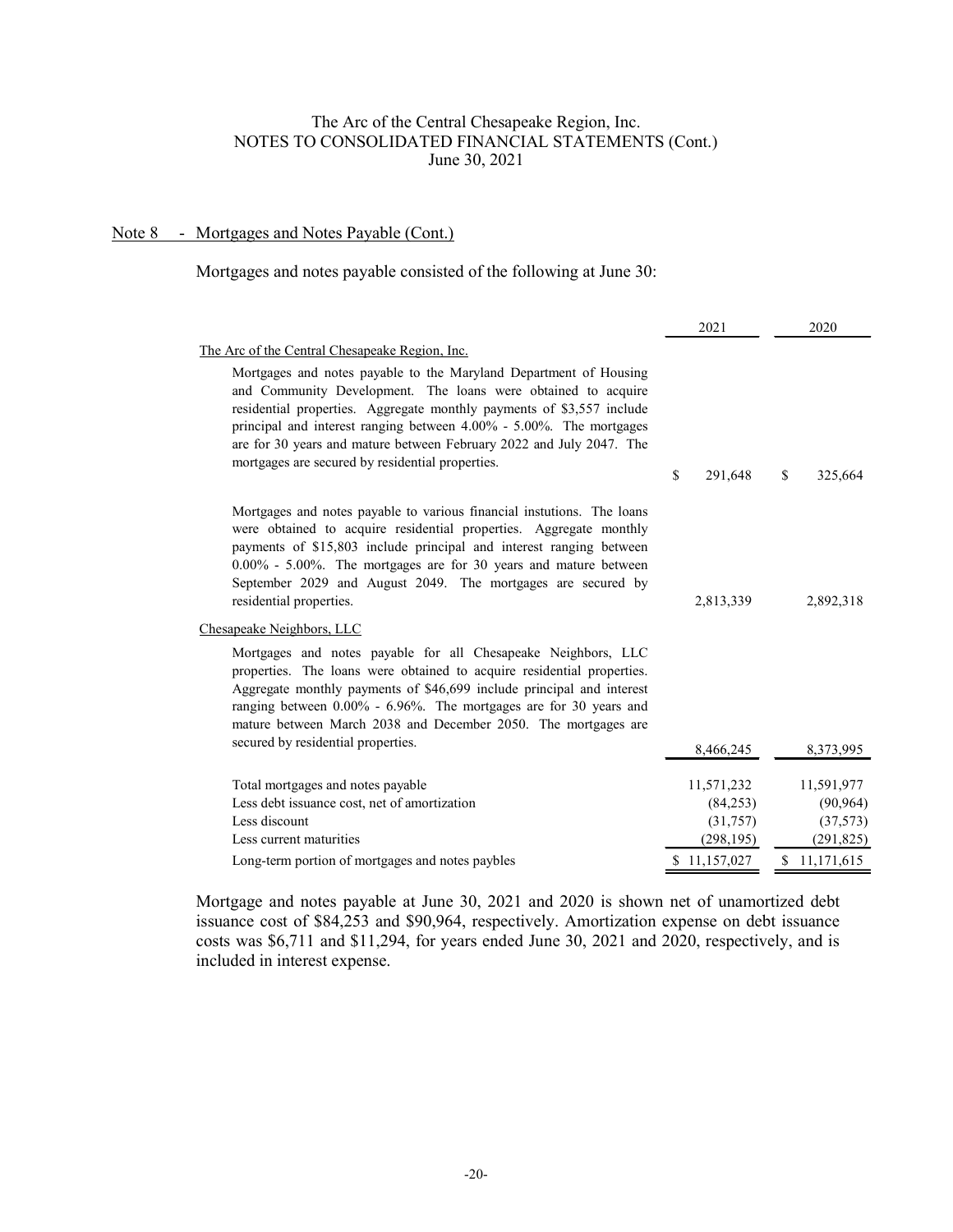The Arc of the Central Chesapeake Region, Inc.
NOTES TO CONSOLIDATED FINANCIAL STATEMENTS (Cont.)
June 30, 2021

## Note 8 - Mortgages and Notes Payable (Cont.)

Mortgages and notes payable consisted of the following at June 30:

| | 2021 | 2020 |
|---|---|---|
| The Arc of the Central Chesapeake Region, Inc. | | |
| Mortgages and notes payable to the Maryland Department of Housing and Community Development. The loans were obtained to acquire residential properties. Aggregate monthly payments of $3,557 include principal and interest ranging between 4.00% - 5.00%. The mortgages are for 30 years and mature between February 2022 and July 2047. The mortgages are secured by residential properties. | $ 291,648 | $ 325,664 |
| Mortgages and notes payable to various financial instutions. The loans were obtained to acquire residential properties. Aggregate monthly payments of $15,803 include principal and interest ranging between 0.00% - 5.00%. The mortgages are for 30 years and mature between September 2029 and August 2049. The mortgages are secured by residential properties. | 2,813,339 | 2,892,318 |
| Chesapeake Neighbors, LLC | | |
| Mortgages and notes payable for all Chesapeake Neighbors, LLC properties. The loans were obtained to acquire residential properties. Aggregate monthly payments of $46,699 include principal and interest ranging between 0.00% - 6.96%. The mortgages are for 30 years and mature between March 2038 and December 2050. The mortgages are secured by residential properties. | 8,466,245 | 8,373,995 |
| Total mortgages and notes payable | 11,571,232 | 11,591,977 |
| Less debt issuance cost, net of amortization | (84,253) | (90,964) |
| Less discount | (31,757) | (37,573) |
| Less current maturities | (298,195) | (291,825) |
| Long-term portion of mortgages and notes paybles | $ 11,157,027 | $ 11,171,615 |

Mortgage and notes payable at June 30, 2021 and 2020 is shown net of unamortized debt issuance cost of $84,253 and $90,964, respectively. Amortization expense on debt issuance costs was $6,711 and $11,294, for years ended June 30, 2021 and 2020, respectively, and is included in interest expense.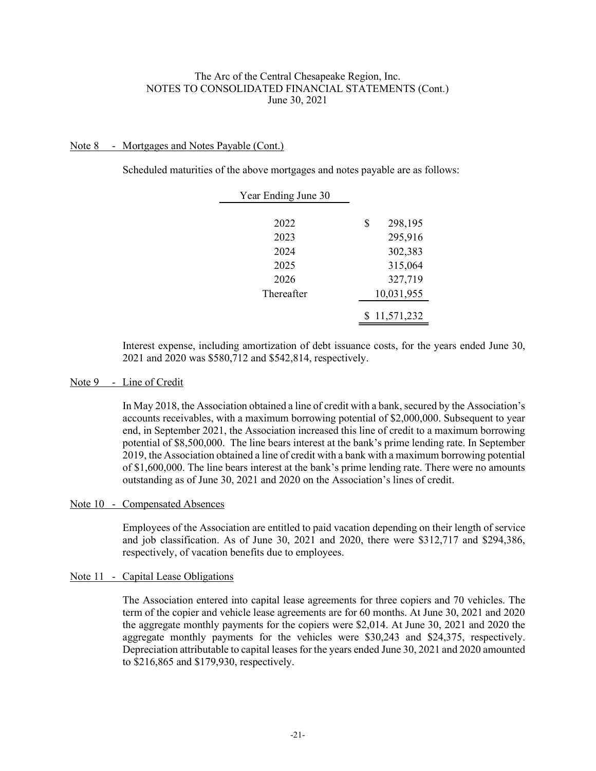The Arc of the Central Chesapeake Region, Inc.
NOTES TO CONSOLIDATED FINANCIAL STATEMENTS (Cont.)
June 30, 2021

## Note 8 - Mortgages and Notes Payable (Cont.)

Scheduled maturities of the above mortgages and notes payable are as follows:

| Year Ending June 30 | |
|---|---|
| 2022 | $ 298,195 |
| 2023 | 295,916 |
| 2024 | 302,383 |
| 2025 | 315,064 |
| 2026 | 327,719 |
| Thereafter | 10,031,955 |
| | $ 11,571,232 |

Interest expense, including amortization of debt issuance costs, for the years ended June 30, 2021 and 2020 was $580,712 and $542,814, respectively.

## Note 9 - Line of Credit

In May 2018, the Association obtained a line of credit with a bank, secured by the Association's accounts receivables, with a maximum borrowing potential of $2,000,000. Subsequent to year end, in September 2021, the Association increased this line of credit to a maximum borrowing potential of $8,500,000. The line bears interest at the bank's prime lending rate. In September 2019, the Association obtained a line of credit with a bank with a maximum borrowing potential of $1,600,000. The line bears interest at the bank's prime lending rate. There were no amounts outstanding as of June 30, 2021 and 2020 on the Association's lines of credit.

## Note 10 - Compensated Absences

Employees of the Association are entitled to paid vacation depending on their length of service and job classification. As of June 30, 2021 and 2020, there were $312,717 and $294,386, respectively, of vacation benefits due to employees.

## Note 11 - Capital Lease Obligations

The Association entered into capital lease agreements for three copiers and 70 vehicles. The term of the copier and vehicle lease agreements are for 60 months. At June 30, 2021 and 2020 the aggregate monthly payments for the copiers were $2,014. At June 30, 2021 and 2020 the aggregate monthly payments for the vehicles were $30,243 and $24,375, respectively. Depreciation attributable to capital leases for the years ended June 30, 2021 and 2020 amounted to $216,865 and $179,930, respectively.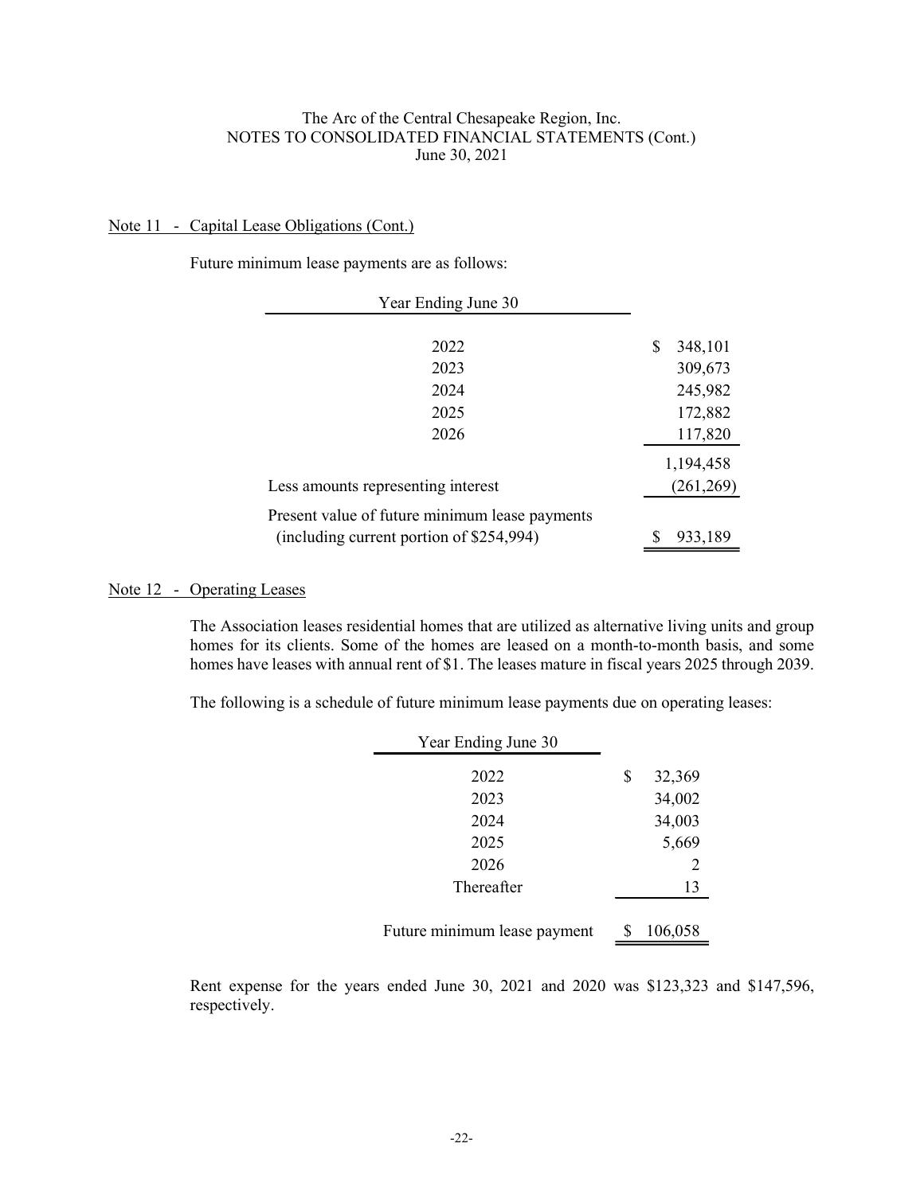## Note 11 - Capital Lease Obligations (Cont.)

Future minimum lease payments are as follows:

| Year Ending June 30 | |
|---|---|
| 2022 | $ 348,101 |
| 2023 | 309,673 |
| 2024 | 245,982 |
| 2025 | 172,882 |
| 2026 | 117,820 |
| | 1,194,458 |
| Less amounts representing interest | (261,269) |
| Present value of future minimum lease payments (including current portion of $254,994) | $ 933,189 |

## Note 12 - Operating Leases

The Association leases residential homes that are utilized as alternative living units and group homes for its clients. Some of the homes are leased on a month-to-month basis, and some homes have leases with annual rent of $1. The leases mature in fiscal years 2025 through 2039.

The following is a schedule of future minimum lease payments due on operating leases:

| Year Ending June 30 | |
|---|---|
| 2022 | $ 32,369 |
| 2023 | 34,002 |
| 2024 | 34,003 |
| 2025 | 5,669 |
| 2026 | 2 |
| Thereafter | 13 |
| Future minimum lease payment | $ 106,058 |

Rent expense for the years ended June 30, 2021 and 2020 was $123,323 and $147,596, respectively.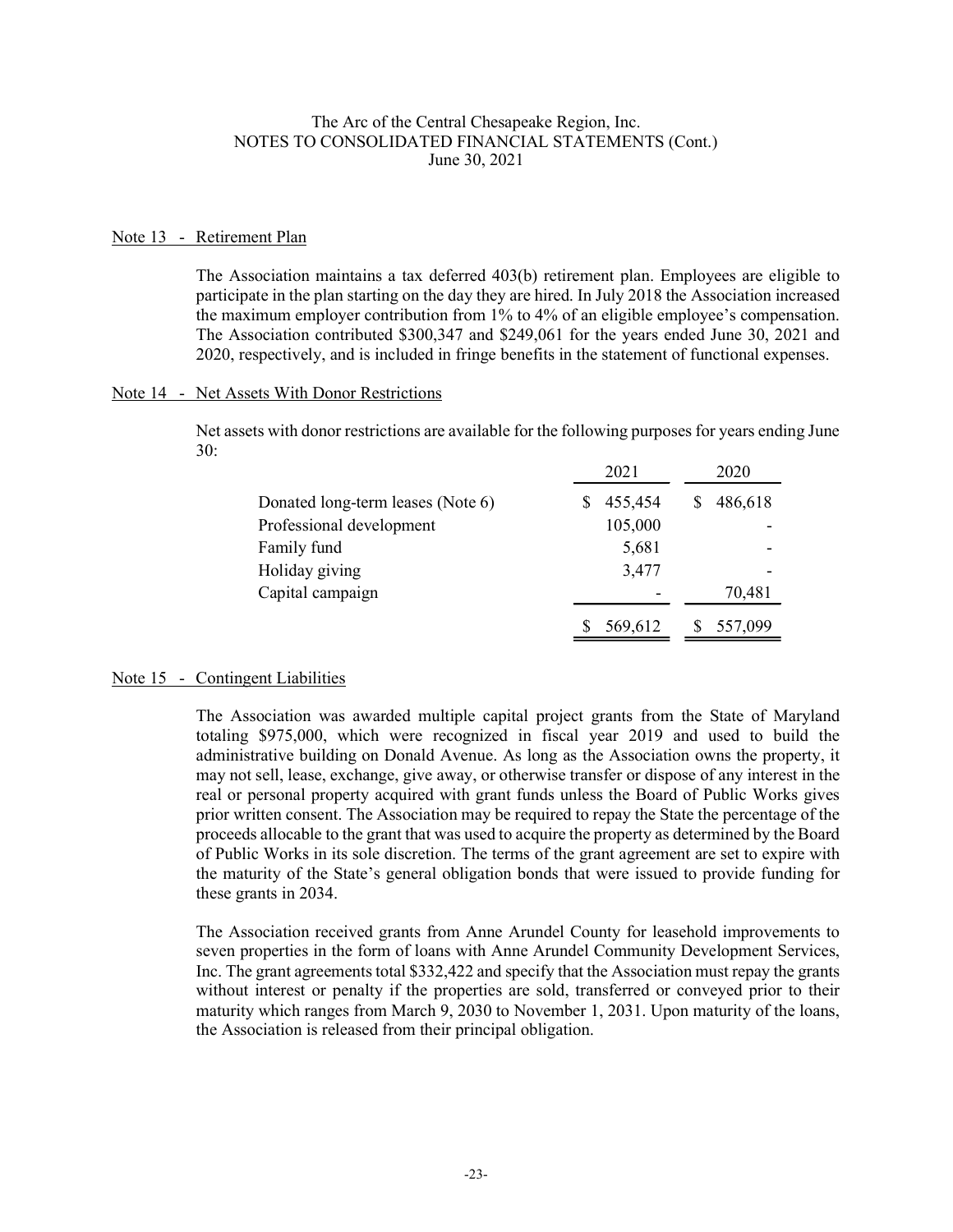The Arc of the Central Chesapeake Region, Inc.
NOTES TO CONSOLIDATED FINANCIAL STATEMENTS (Cont.)
June 30, 2021

## Note 13 - Retirement Plan

The Association maintains a tax deferred 403(b) retirement plan. Employees are eligible to participate in the plan starting on the day they are hired. In July 2018 the Association increased the maximum employer contribution from 1% to 4% of an eligible employee's compensation. The Association contributed \$300,347 and \$249,061 for the years ended June 30, 2021 and 2020, respectively, and is included in fringe benefits in the statement of functional expenses.

## Note 14 - Net Assets With Donor Restrictions

Net assets with donor restrictions are available for the following purposes for years ending June 30:

| | 2021 | 2020 |
|---|---|---|
| Donated long-term leases (Note 6) | $ 455,454 | $ 486,618 |
| Professional development | 105,000 | - |
| Family fund | 5,681 | - |
| Holiday giving | 3,477 | - |
| Capital campaign | - | 70,481 |
| | $ 569,612 | $ 557,099 |

## Note 15 - Contingent Liabilities

The Association was awarded multiple capital project grants from the State of Maryland totaling \$975,000, which were recognized in fiscal year 2019 and used to build the administrative building on Donald Avenue. As long as the Association owns the property, it may not sell, lease, exchange, give away, or otherwise transfer or dispose of any interest in the real or personal property acquired with grant funds unless the Board of Public Works gives prior written consent. The Association may be required to repay the State the percentage of the proceeds allocable to the grant that was used to acquire the property as determined by the Board of Public Works in its sole discretion. The terms of the grant agreement are set to expire with the maturity of the State's general obligation bonds that were issued to provide funding for these grants in 2034.

The Association received grants from Anne Arundel County for leasehold improvements to seven properties in the form of loans with Anne Arundel Community Development Services, Inc. The grant agreements total \$332,422 and specify that the Association must repay the grants without interest or penalty if the properties are sold, transferred or conveyed prior to their maturity which ranges from March 9, 2030 to November 1, 2031. Upon maturity of the loans, the Association is released from their principal obligation.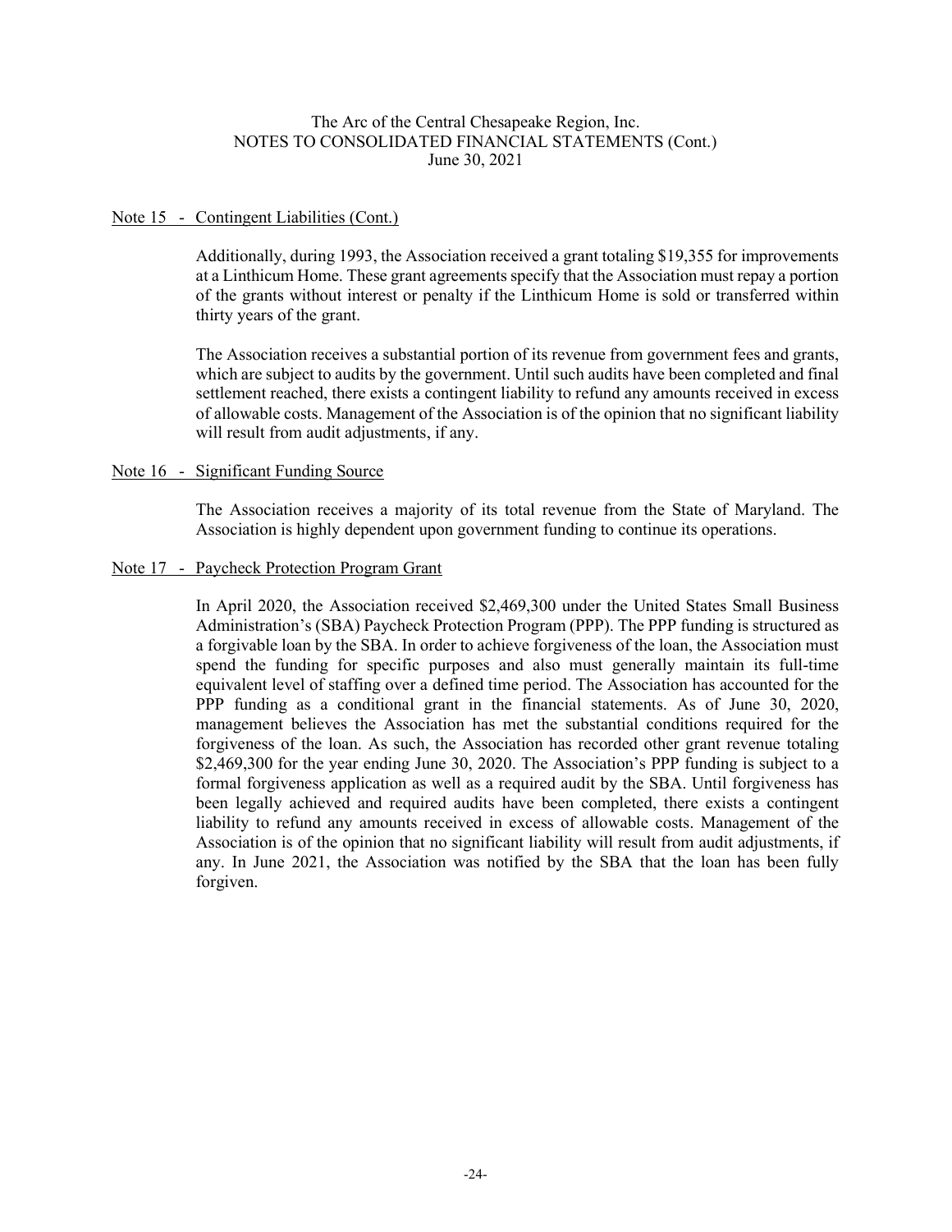The Arc of the Central Chesapeake Region, Inc.
NOTES TO CONSOLIDATED FINANCIAL STATEMENTS (Cont.)
June 30, 2021

## Note 15 - Contingent Liabilities (Cont.)

Additionally, during 1993, the Association received a grant totaling $19,355 for improvements at a Linthicum Home. These grant agreements specify that the Association must repay a portion of the grants without interest or penalty if the Linthicum Home is sold or transferred within thirty years of the grant.

The Association receives a substantial portion of its revenue from government fees and grants, which are subject to audits by the government. Until such audits have been completed and final settlement reached, there exists a contingent liability to refund any amounts received in excess of allowable costs. Management of the Association is of the opinion that no significant liability will result from audit adjustments, if any.

## Note 16 - Significant Funding Source

The Association receives a majority of its total revenue from the State of Maryland. The Association is highly dependent upon government funding to continue its operations.

## Note 17 - Paycheck Protection Program Grant

In April 2020, the Association received $2,469,300 under the United States Small Business Administration's (SBA) Paycheck Protection Program (PPP). The PPP funding is structured as a forgivable loan by the SBA. In order to achieve forgiveness of the loan, the Association must spend the funding for specific purposes and also must generally maintain its full-time equivalent level of staffing over a defined time period. The Association has accounted for the PPP funding as a conditional grant in the financial statements. As of June 30, 2020, management believes the Association has met the substantial conditions required for the forgiveness of the loan. As such, the Association has recorded other grant revenue totaling $2,469,300 for the year ending June 30, 2020. The Association's PPP funding is subject to a formal forgiveness application as well as a required audit by the SBA. Until forgiveness has been legally achieved and required audits have been completed, there exists a contingent liability to refund any amounts received in excess of allowable costs. Management of the Association is of the opinion that no significant liability will result from audit adjustments, if any. In June 2021, the Association was notified by the SBA that the loan has been fully forgiven.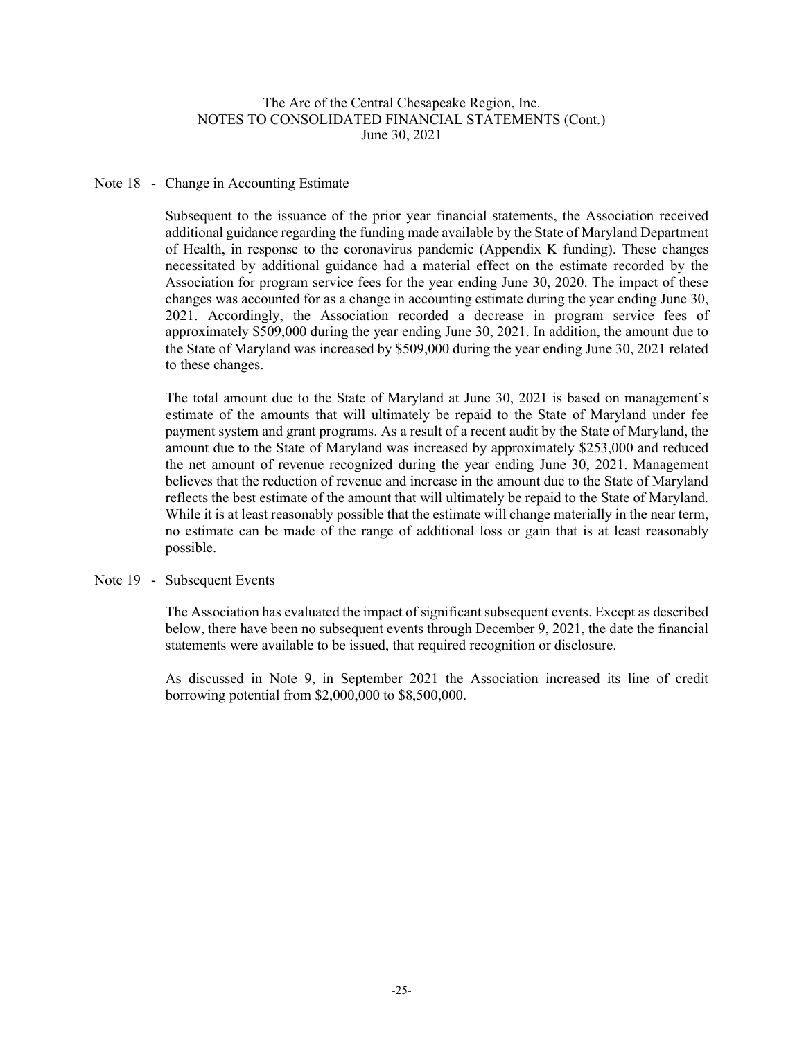The Arc of the Central Chesapeake Region, Inc.
NOTES TO CONSOLIDATED FINANCIAL STATEMENTS (Cont.)
June 30, 2021

## Note 18 - Change in Accounting Estimate

Subsequent to the issuance of the prior year financial statements, the Association received additional guidance regarding the funding made available by the State of Maryland Department of Health, in response to the coronavirus pandemic (Appendix K funding). These changes necessitated by additional guidance had a material effect on the estimate recorded by the Association for program service fees for the year ending June 30, 2020. The impact of these changes was accounted for as a change in accounting estimate during the year ending June 30, 2021. Accordingly, the Association recorded a decrease in program service fees of approximately $509,000 during the year ending June 30, 2021. In addition, the amount due to the State of Maryland was increased by $509,000 during the year ending June 30, 2021 related to these changes.

The total amount due to the State of Maryland at June 30, 2021 is based on management's estimate of the amounts that will ultimately be repaid to the State of Maryland under fee payment system and grant programs. As a result of a recent audit by the State of Maryland, the amount due to the State of Maryland was increased by approximately $253,000 and reduced the net amount of revenue recognized during the year ending June 30, 2021. Management believes that the reduction of revenue and increase in the amount due to the State of Maryland reflects the best estimate of the amount that will ultimately be repaid to the State of Maryland. While it is at least reasonably possible that the estimate will change materially in the near term, no estimate can be made of the range of additional loss or gain that is at least reasonably possible.

## Note 19 - Subsequent Events

The Association has evaluated the impact of significant subsequent events. Except as described below, there have been no subsequent events through December 9, 2021, the date the financial statements were available to be issued, that required recognition or disclosure.

As discussed in Note 9, in September 2021 the Association increased its line of credit borrowing potential from $2,000,000 to $8,500,000.